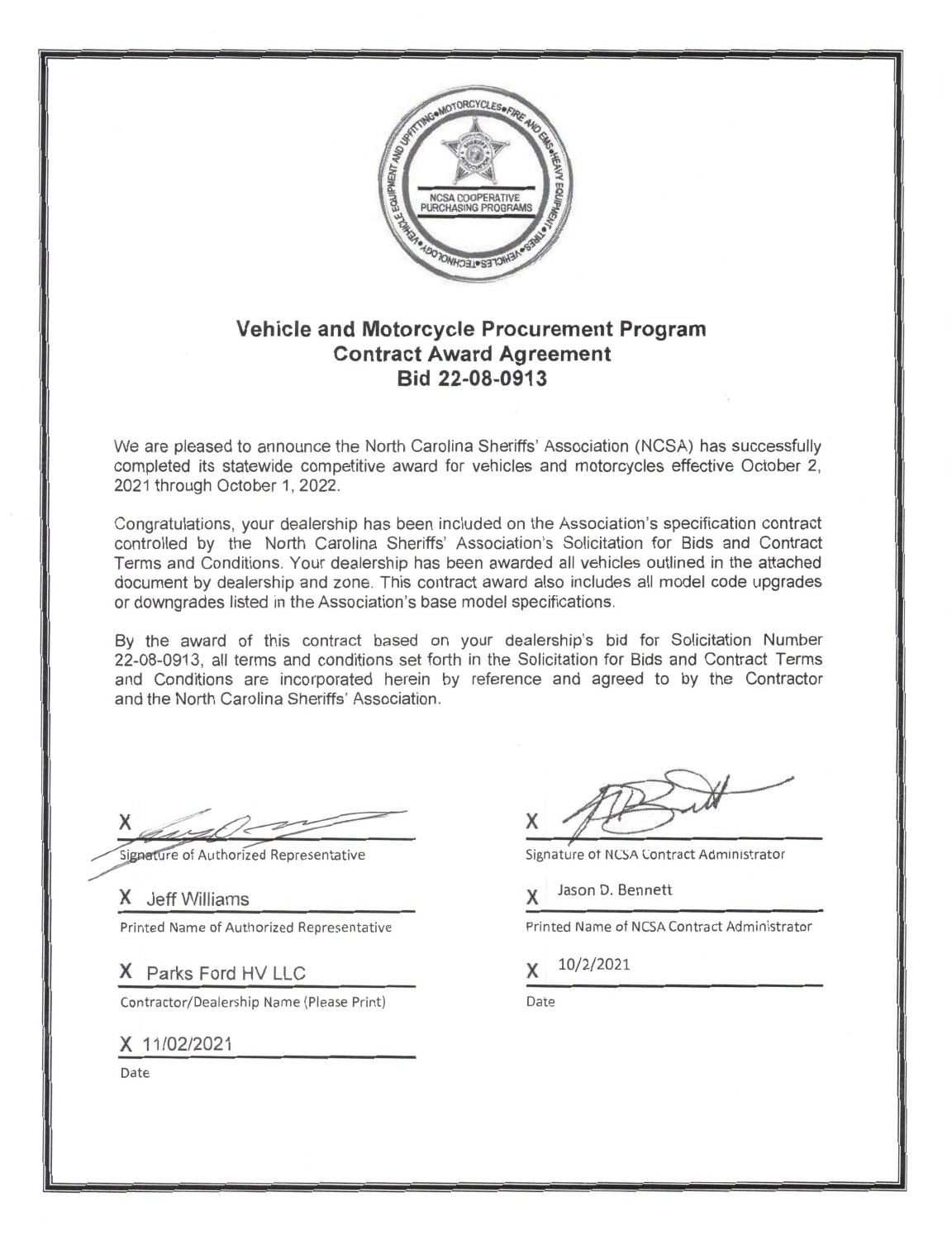## Vehicle and Motorcycle Procurement Program
## Contract Award Agreement
## Bid 22-08-0913

We are pleased to announce the North Carolina Sheriffs' Association (NCSA) has successfully completed its statewide competitive award for vehicles and motorcycles effective October 2, 2021 through October 1, 2022.

Congratulations, your dealership has been included on the Association's specification contract controlled by the North Carolina Sheriffs' Association's Solicitation for Bids and Contract Terms and Conditions. Your dealership has been awarded all vehicles outlined in the attached document by dealership and zone. This contract award also includes all model code upgrades or downgrades listed in the Association's base model specifications.

By the award of this contract based on your dealership's bid for Solicitation Number 22-08-0913, all terms and conditions set forth in the Solicitation for Bids and Contract Terms and Conditions are incorporated herein by reference and agreed to by the Contractor and the North Carolina Sheriffs' Association.

X ____________________
Signature of Authorized Representative

X Jeff Williams
Printed Name of Authorized Representative

X Parks Ford HV LLC
Contractor/Dealership Name (Please Print)

X 11/02/2021
Date

X ____________________
Signature of NCSA Contract Administrator

X Jason D. Bennett
Printed Name of NCSA Contract Administrator

X 10/2/2021
Date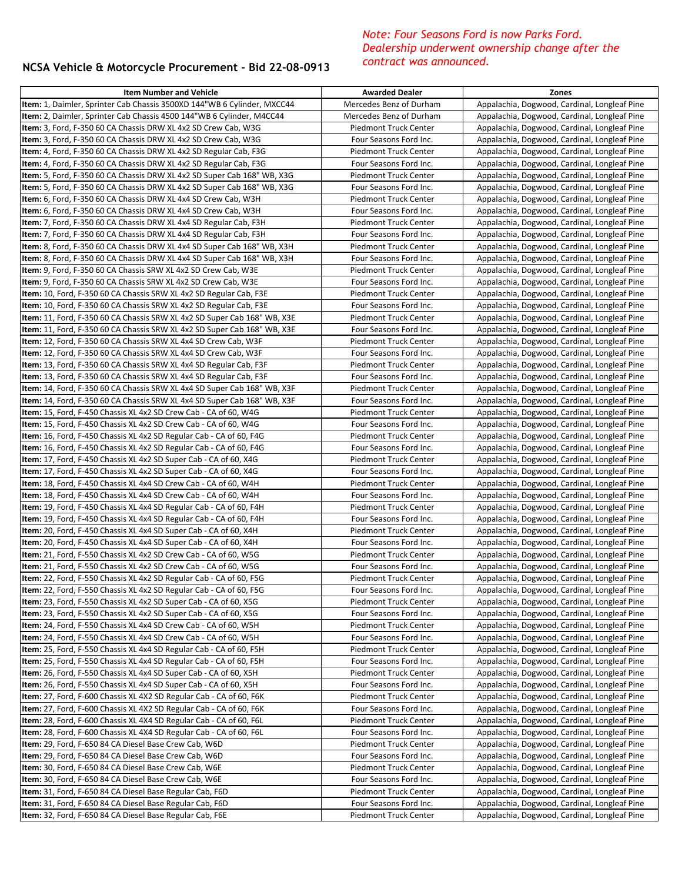## NCSA Vehicle & Motorcycle Procurement - Bid 22-08-0913

*Note: Four Seasons Ford is now Parks Ford. Dealership underwent ownership change after the contract was announced.*

| Item Number and Vehicle | Awarded Dealer | Zones |
|---|---|---|
| **Item:** 1, Daimler, Sprinter Cab Chassis 3500XD 144"WB 6 Cylinder, MXCC44 | Mercedes Benz of Durham | Appalachia, Dogwood, Cardinal, Longleaf Pine |
| **Item:** 2, Daimler, Sprinter Cab Chassis 4500 144"WB 6 Cylinder, M4CC44 | Mercedes Benz of Durham | Appalachia, Dogwood, Cardinal, Longleaf Pine |
| **Item:** 3, Ford, F-350 60 CA Chassis DRW XL 4x2 SD Crew Cab, W3G | Piedmont Truck Center | Appalachia, Dogwood, Cardinal, Longleaf Pine |
| **Item:** 3, Ford, F-350 60 CA Chassis DRW XL 4x2 SD Crew Cab, W3G | Four Seasons Ford Inc. | Appalachia, Dogwood, Cardinal, Longleaf Pine |
| **Item:** 4, Ford, F-350 60 CA Chassis DRW XL 4x2 SD Regular Cab, F3G | Piedmont Truck Center | Appalachia, Dogwood, Cardinal, Longleaf Pine |
| **Item:** 4, Ford, F-350 60 CA Chassis DRW XL 4x2 SD Regular Cab, F3G | Four Seasons Ford Inc. | Appalachia, Dogwood, Cardinal, Longleaf Pine |
| **Item:** 5, Ford, F-350 60 CA Chassis DRW XL 4x2 SD Super Cab 168" WB, X3G | Piedmont Truck Center | Appalachia, Dogwood, Cardinal, Longleaf Pine |
| **Item:** 5, Ford, F-350 60 CA Chassis DRW XL 4x2 SD Super Cab 168" WB, X3G | Four Seasons Ford Inc. | Appalachia, Dogwood, Cardinal, Longleaf Pine |
| **Item:** 6, Ford, F-350 60 CA Chassis DRW XL 4x4 SD Crew Cab, W3H | Piedmont Truck Center | Appalachia, Dogwood, Cardinal, Longleaf Pine |
| **Item:** 6, Ford, F-350 60 CA Chassis DRW XL 4x4 SD Crew Cab, W3H | Four Seasons Ford Inc. | Appalachia, Dogwood, Cardinal, Longleaf Pine |
| **Item:** 7, Ford, F-350 60 CA Chassis DRW XL 4x4 SD Regular Cab, F3H | Piedmont Truck Center | Appalachia, Dogwood, Cardinal, Longleaf Pine |
| **Item:** 7, Ford, F-350 60 CA Chassis DRW XL 4x4 SD Regular Cab, F3H | Four Seasons Ford Inc. | Appalachia, Dogwood, Cardinal, Longleaf Pine |
| **Item:** 8, Ford, F-350 60 CA Chassis DRW XL 4x4 SD Super Cab 168" WB, X3H | Piedmont Truck Center | Appalachia, Dogwood, Cardinal, Longleaf Pine |
| **Item:** 8, Ford, F-350 60 CA Chassis DRW XL 4x4 SD Super Cab 168" WB, X3H | Four Seasons Ford Inc. | Appalachia, Dogwood, Cardinal, Longleaf Pine |
| **Item:** 9, Ford, F-350 60 CA Chassis SRW XL 4x2 SD Crew Cab, W3E | Piedmont Truck Center | Appalachia, Dogwood, Cardinal, Longleaf Pine |
| **Item:** 9, Ford, F-350 60 CA Chassis SRW XL 4x2 SD Crew Cab, W3E | Four Seasons Ford Inc. | Appalachia, Dogwood, Cardinal, Longleaf Pine |
| **Item:** 10, Ford, F-350 60 CA Chassis SRW XL 4x2 SD Regular Cab, F3E | Piedmont Truck Center | Appalachia, Dogwood, Cardinal, Longleaf Pine |
| **Item:** 10, Ford, F-350 60 CA Chassis SRW XL 4x2 SD Regular Cab, F3E | Four Seasons Ford Inc. | Appalachia, Dogwood, Cardinal, Longleaf Pine |
| **Item:** 11, Ford, F-350 60 CA Chassis SRW XL 4x2 SD Super Cab 168" WB, X3E | Piedmont Truck Center | Appalachia, Dogwood, Cardinal, Longleaf Pine |
| **Item:** 11, Ford, F-350 60 CA Chassis SRW XL 4x2 SD Super Cab 168" WB, X3E | Four Seasons Ford Inc. | Appalachia, Dogwood, Cardinal, Longleaf Pine |
| **Item:** 12, Ford, F-350 60 CA Chassis SRW XL 4x4 SD Crew Cab, W3F | Piedmont Truck Center | Appalachia, Dogwood, Cardinal, Longleaf Pine |
| **Item:** 12, Ford, F-350 60 CA Chassis SRW XL 4x4 SD Crew Cab, W3F | Four Seasons Ford Inc. | Appalachia, Dogwood, Cardinal, Longleaf Pine |
| **Item:** 13, Ford, F-350 60 CA Chassis SRW XL 4x4 SD Regular Cab, F3F | Piedmont Truck Center | Appalachia, Dogwood, Cardinal, Longleaf Pine |
| **Item:** 13, Ford, F-350 60 CA Chassis SRW XL 4x4 SD Regular Cab, F3F | Four Seasons Ford Inc. | Appalachia, Dogwood, Cardinal, Longleaf Pine |
| **Item:** 14, Ford, F-350 60 CA Chassis SRW XL 4x4 SD Super Cab 168" WB, X3F | Piedmont Truck Center | Appalachia, Dogwood, Cardinal, Longleaf Pine |
| **Item:** 14, Ford, F-350 60 CA Chassis SRW XL 4x4 SD Super Cab 168" WB, X3F | Four Seasons Ford Inc. | Appalachia, Dogwood, Cardinal, Longleaf Pine |
| **Item:** 15, Ford, F-450 Chassis XL 4x2 SD Crew Cab - CA of 60, W4G | Piedmont Truck Center | Appalachia, Dogwood, Cardinal, Longleaf Pine |
| **Item:** 15, Ford, F-450 Chassis XL 4x2 SD Crew Cab - CA of 60, W4G | Four Seasons Ford Inc. | Appalachia, Dogwood, Cardinal, Longleaf Pine |
| **Item:** 16, Ford, F-450 Chassis XL 4x2 SD Regular Cab - CA of 60, F4G | Piedmont Truck Center | Appalachia, Dogwood, Cardinal, Longleaf Pine |
| **Item:** 16, Ford, F-450 Chassis XL 4x2 SD Regular Cab - CA of 60, F4G | Four Seasons Ford Inc. | Appalachia, Dogwood, Cardinal, Longleaf Pine |
| **Item:** 17, Ford, F-450 Chassis XL 4x2 SD Super Cab - CA of 60, X4G | Piedmont Truck Center | Appalachia, Dogwood, Cardinal, Longleaf Pine |
| **Item:** 17, Ford, F-450 Chassis XL 4x2 SD Super Cab - CA of 60, X4G | Four Seasons Ford Inc. | Appalachia, Dogwood, Cardinal, Longleaf Pine |
| **Item:** 18, Ford, F-450 Chassis XL 4x4 SD Crew Cab - CA of 60, W4H | Piedmont Truck Center | Appalachia, Dogwood, Cardinal, Longleaf Pine |
| **Item:** 18, Ford, F-450 Chassis XL 4x4 SD Crew Cab - CA of 60, W4H | Four Seasons Ford Inc. | Appalachia, Dogwood, Cardinal, Longleaf Pine |
| **Item:** 19, Ford, F-450 Chassis XL 4x4 SD Regular Cab - CA of 60, F4H | Piedmont Truck Center | Appalachia, Dogwood, Cardinal, Longleaf Pine |
| **Item:** 19, Ford, F-450 Chassis XL 4x4 SD Regular Cab - CA of 60, F4H | Four Seasons Ford Inc. | Appalachia, Dogwood, Cardinal, Longleaf Pine |
| **Item:** 20, Ford, F-450 Chassis XL 4x4 SD Super Cab - CA of 60, X4H | Piedmont Truck Center | Appalachia, Dogwood, Cardinal, Longleaf Pine |
| **Item:** 20, Ford, F-450 Chassis XL 4x4 SD Super Cab - CA of 60, X4H | Four Seasons Ford Inc. | Appalachia, Dogwood, Cardinal, Longleaf Pine |
| **Item:** 21, Ford, F-550 Chassis XL 4x2 SD Crew Cab - CA of 60, W5G | Piedmont Truck Center | Appalachia, Dogwood, Cardinal, Longleaf Pine |
| **Item:** 21, Ford, F-550 Chassis XL 4x2 SD Crew Cab - CA of 60, W5G | Four Seasons Ford Inc. | Appalachia, Dogwood, Cardinal, Longleaf Pine |
| **Item:** 22, Ford, F-550 Chassis XL 4x2 SD Regular Cab - CA of 60, F5G | Piedmont Truck Center | Appalachia, Dogwood, Cardinal, Longleaf Pine |
| **Item:** 22, Ford, F-550 Chassis XL 4x2 SD Regular Cab - CA of 60, F5G | Four Seasons Ford Inc. | Appalachia, Dogwood, Cardinal, Longleaf Pine |
| **Item:** 23, Ford, F-550 Chassis XL 4x2 SD Super Cab - CA of 60, X5G | Piedmont Truck Center | Appalachia, Dogwood, Cardinal, Longleaf Pine |
| **Item:** 23, Ford, F-550 Chassis XL 4x2 SD Super Cab - CA of 60, X5G | Four Seasons Ford Inc. | Appalachia, Dogwood, Cardinal, Longleaf Pine |
| **Item:** 24, Ford, F-550 Chassis XL 4x4 SD Crew Cab - CA of 60, W5H | Piedmont Truck Center | Appalachia, Dogwood, Cardinal, Longleaf Pine |
| **Item:** 24, Ford, F-550 Chassis XL 4x4 SD Crew Cab - CA of 60, W5H | Four Seasons Ford Inc. | Appalachia, Dogwood, Cardinal, Longleaf Pine |
| **Item:** 25, Ford, F-550 Chassis XL 4x4 SD Regular Cab - CA of 60, F5H | Piedmont Truck Center | Appalachia, Dogwood, Cardinal, Longleaf Pine |
| **Item:** 25, Ford, F-550 Chassis XL 4x4 SD Regular Cab - CA of 60, F5H | Four Seasons Ford Inc. | Appalachia, Dogwood, Cardinal, Longleaf Pine |
| **Item:** 26, Ford, F-550 Chassis XL 4x4 SD Super Cab - CA of 60, X5H | Piedmont Truck Center | Appalachia, Dogwood, Cardinal, Longleaf Pine |
| **Item:** 26, Ford, F-550 Chassis XL 4x4 SD Super Cab - CA of 60, X5H | Four Seasons Ford Inc. | Appalachia, Dogwood, Cardinal, Longleaf Pine |
| **Item:** 27, Ford, F-600 Chassis XL 4X2 SD Regular Cab - CA of 60, F6K | Piedmont Truck Center | Appalachia, Dogwood, Cardinal, Longleaf Pine |
| **Item:** 27, Ford, F-600 Chassis XL 4X2 SD Regular Cab - CA of 60, F6K | Four Seasons Ford Inc. | Appalachia, Dogwood, Cardinal, Longleaf Pine |
| **Item:** 28, Ford, F-600 Chassis XL 4X4 SD Regular Cab - CA of 60, F6L | Piedmont Truck Center | Appalachia, Dogwood, Cardinal, Longleaf Pine |
| **Item:** 28, Ford, F-600 Chassis XL 4X4 SD Regular Cab - CA of 60, F6L | Four Seasons Ford Inc. | Appalachia, Dogwood, Cardinal, Longleaf Pine |
| **Item:** 29, Ford, F-650 84 CA Diesel Base Crew Cab, W6D | Piedmont Truck Center | Appalachia, Dogwood, Cardinal, Longleaf Pine |
| **Item:** 29, Ford, F-650 84 CA Diesel Base Crew Cab, W6D | Four Seasons Ford Inc. | Appalachia, Dogwood, Cardinal, Longleaf Pine |
| **Item:** 30, Ford, F-650 84 CA Diesel Base Crew Cab, W6E | Piedmont Truck Center | Appalachia, Dogwood, Cardinal, Longleaf Pine |
| **Item:** 30, Ford, F-650 84 CA Diesel Base Crew Cab, W6E | Four Seasons Ford Inc. | Appalachia, Dogwood, Cardinal, Longleaf Pine |
| **Item:** 31, Ford, F-650 84 CA Diesel Base Regular Cab, F6D | Piedmont Truck Center | Appalachia, Dogwood, Cardinal, Longleaf Pine |
| **Item:** 31, Ford, F-650 84 CA Diesel Base Regular Cab, F6D | Four Seasons Ford Inc. | Appalachia, Dogwood, Cardinal, Longleaf Pine |
| **Item:** 32, Ford, F-650 84 CA Diesel Base Regular Cab, F6E | Piedmont Truck Center | Appalachia, Dogwood, Cardinal, Longleaf Pine |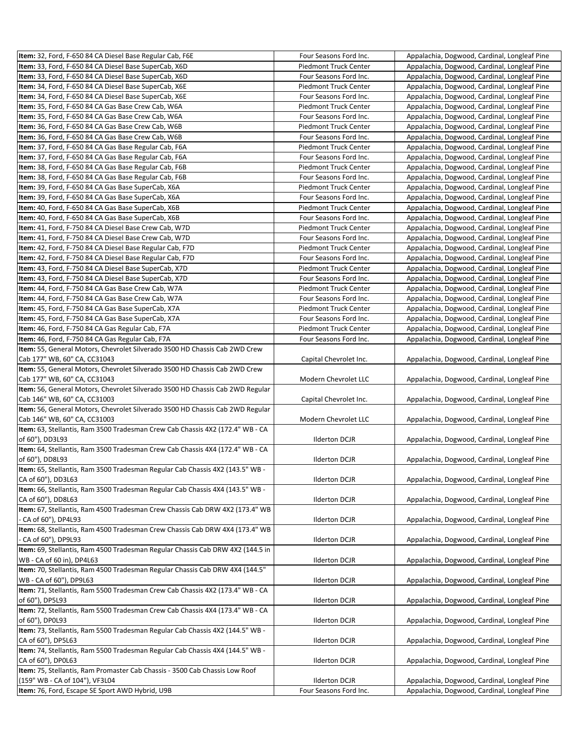| | | |
|---|---|---|
| **Item:** 32, Ford, F-650 84 CA Diesel Base Regular Cab, F6E | Four Seasons Ford Inc. | Appalachia, Dogwood, Cardinal, Longleaf Pine |
| **Item:** 33, Ford, F-650 84 CA Diesel Base SuperCab, X6D | Piedmont Truck Center | Appalachia, Dogwood, Cardinal, Longleaf Pine |
| **Item:** 33, Ford, F-650 84 CA Diesel Base SuperCab, X6D | Four Seasons Ford Inc. | Appalachia, Dogwood, Cardinal, Longleaf Pine |
| **Item:** 34, Ford, F-650 84 CA Diesel Base SuperCab, X6E | Piedmont Truck Center | Appalachia, Dogwood, Cardinal, Longleaf Pine |
| **Item:** 34, Ford, F-650 84 CA Diesel Base SuperCab, X6E | Four Seasons Ford Inc. | Appalachia, Dogwood, Cardinal, Longleaf Pine |
| **Item:** 35, Ford, F-650 84 CA Gas Base Crew Cab, W6A | Piedmont Truck Center | Appalachia, Dogwood, Cardinal, Longleaf Pine |
| **Item:** 35, Ford, F-650 84 CA Gas Base Crew Cab, W6A | Four Seasons Ford Inc. | Appalachia, Dogwood, Cardinal, Longleaf Pine |
| **Item:** 36, Ford, F-650 84 CA Gas Base Crew Cab, W6B | Piedmont Truck Center | Appalachia, Dogwood, Cardinal, Longleaf Pine |
| **Item:** 36, Ford, F-650 84 CA Gas Base Crew Cab, W6B | Four Seasons Ford Inc. | Appalachia, Dogwood, Cardinal, Longleaf Pine |
| **Item:** 37, Ford, F-650 84 CA Gas Base Regular Cab, F6A | Piedmont Truck Center | Appalachia, Dogwood, Cardinal, Longleaf Pine |
| **Item:** 37, Ford, F-650 84 CA Gas Base Regular Cab, F6A | Four Seasons Ford Inc. | Appalachia, Dogwood, Cardinal, Longleaf Pine |
| **Item:** 38, Ford, F-650 84 CA Gas Base Regular Cab, F6B | Piedmont Truck Center | Appalachia, Dogwood, Cardinal, Longleaf Pine |
| **Item:** 38, Ford, F-650 84 CA Gas Base Regular Cab, F6B | Four Seasons Ford Inc. | Appalachia, Dogwood, Cardinal, Longleaf Pine |
| **Item:** 39, Ford, F-650 84 CA Gas Base SuperCab, X6A | Piedmont Truck Center | Appalachia, Dogwood, Cardinal, Longleaf Pine |
| **Item:** 39, Ford, F-650 84 CA Gas Base SuperCab, X6A | Four Seasons Ford Inc. | Appalachia, Dogwood, Cardinal, Longleaf Pine |
| **Item:** 40, Ford, F-650 84 CA Gas Base SuperCab, X6B | Piedmont Truck Center | Appalachia, Dogwood, Cardinal, Longleaf Pine |
| **Item:** 40, Ford, F-650 84 CA Gas Base SuperCab, X6B | Four Seasons Ford Inc. | Appalachia, Dogwood, Cardinal, Longleaf Pine |
| **Item:** 41, Ford, F-750 84 CA Diesel Base Crew Cab, W7D | Piedmont Truck Center | Appalachia, Dogwood, Cardinal, Longleaf Pine |
| **Item:** 41, Ford, F-750 84 CA Diesel Base Crew Cab, W7D | Four Seasons Ford Inc. | Appalachia, Dogwood, Cardinal, Longleaf Pine |
| **Item:** 42, Ford, F-750 84 CA Diesel Base Regular Cab, F7D | Piedmont Truck Center | Appalachia, Dogwood, Cardinal, Longleaf Pine |
| **Item:** 42, Ford, F-750 84 CA Diesel Base Regular Cab, F7D | Four Seasons Ford Inc. | Appalachia, Dogwood, Cardinal, Longleaf Pine |
| **Item:** 43, Ford, F-750 84 CA Diesel Base SuperCab, X7D | Piedmont Truck Center | Appalachia, Dogwood, Cardinal, Longleaf Pine |
| **Item:** 43, Ford, F-750 84 CA Diesel Base SuperCab, X7D | Four Seasons Ford Inc. | Appalachia, Dogwood, Cardinal, Longleaf Pine |
| **Item:** 44, Ford, F-750 84 CA Gas Base Crew Cab, W7A | Piedmont Truck Center | Appalachia, Dogwood, Cardinal, Longleaf Pine |
| **Item:** 44, Ford, F-750 84 CA Gas Base Crew Cab, W7A | Four Seasons Ford Inc. | Appalachia, Dogwood, Cardinal, Longleaf Pine |
| **Item:** 45, Ford, F-750 84 CA Gas Base SuperCab, X7A | Piedmont Truck Center | Appalachia, Dogwood, Cardinal, Longleaf Pine |
| **Item:** 45, Ford, F-750 84 CA Gas Base SuperCab, X7A | Four Seasons Ford Inc. | Appalachia, Dogwood, Cardinal, Longleaf Pine |
| **Item:** 46, Ford, F-750 84 CA Gas Regular Cab, F7A | Piedmont Truck Center | Appalachia, Dogwood, Cardinal, Longleaf Pine |
| **Item:** 46, Ford, F-750 84 CA Gas Regular Cab, F7A | Four Seasons Ford Inc. | Appalachia, Dogwood, Cardinal, Longleaf Pine |
| **Item:** 55, General Motors, Chevrolet Silverado 3500 HD Chassis Cab 2WD Crew Cab 177" WB, 60" CA, CC31043 | Capital Chevrolet Inc. | Appalachia, Dogwood, Cardinal, Longleaf Pine |
| **Item:** 55, General Motors, Chevrolet Silverado 3500 HD Chassis Cab 2WD Crew Cab 177" WB, 60" CA, CC31043 | Modern Chevrolet LLC | Appalachia, Dogwood, Cardinal, Longleaf Pine |
| **Item:** 56, General Motors, Chevrolet Silverado 3500 HD Chassis Cab 2WD Regular Cab 146" WB, 60" CA, CC31003 | Capital Chevrolet Inc. | Appalachia, Dogwood, Cardinal, Longleaf Pine |
| **Item:** 56, General Motors, Chevrolet Silverado 3500 HD Chassis Cab 2WD Regular Cab 146" WB, 60" CA, CC31003 | Modern Chevrolet LLC | Appalachia, Dogwood, Cardinal, Longleaf Pine |
| **Item:** 63, Stellantis, Ram 3500 Tradesman Crew Cab Chassis 4X2 (172.4" WB - CA of 60"), DD3L93 | Ilderton DCJR | Appalachia, Dogwood, Cardinal, Longleaf Pine |
| **Item:** 64, Stellantis, Ram 3500 Tradesman Crew Cab Chassis 4X4 (172.4" WB - CA of 60"), DD8L93 | Ilderton DCJR | Appalachia, Dogwood, Cardinal, Longleaf Pine |
| **Item:** 65, Stellantis, Ram 3500 Tradesman Regular Cab Chassis 4X2 (143.5" WB - CA of 60"), DD3L63 | Ilderton DCJR | Appalachia, Dogwood, Cardinal, Longleaf Pine |
| **Item:** 66, Stellantis, Ram 3500 Tradesman Regular Cab Chassis 4X4 (143.5" WB - CA of 60"), DD8L63 | Ilderton DCJR | Appalachia, Dogwood, Cardinal, Longleaf Pine |
| **Item:** 67, Stellantis, Ram 4500 Tradesman Crew Chassis Cab DRW 4X2 (173.4" WB - CA of 60"), DP4L93 | Ilderton DCJR | Appalachia, Dogwood, Cardinal, Longleaf Pine |
| **Item:** 68, Stellantis, Ram 4500 Tradesman Crew Chassis Cab DRW 4X4 (173.4" WB - CA of 60"), DP9L93 | Ilderton DCJR | Appalachia, Dogwood, Cardinal, Longleaf Pine |
| **Item:** 69, Stellantis, Ram 4500 Tradesman Regular Chassis Cab DRW 4X2 (144.5 in WB - CA of 60 in), DP4L63 | Ilderton DCJR | Appalachia, Dogwood, Cardinal, Longleaf Pine |
| **Item:** 70, Stellantis, Ram 4500 Tradesman Regular Chassis Cab DRW 4X4 (144.5" WB - CA of 60"), DP9L63 | Ilderton DCJR | Appalachia, Dogwood, Cardinal, Longleaf Pine |
| **Item:** 71, Stellantis, Ram 5500 Tradesman Crew Cab Chassis 4X2 (173.4" WB - CA of 60"), DP5L93 | Ilderton DCJR | Appalachia, Dogwood, Cardinal, Longleaf Pine |
| **Item:** 72, Stellantis, Ram 5500 Tradesman Crew Cab Chassis 4X4 (173.4" WB - CA of 60"), DP0L93 | Ilderton DCJR | Appalachia, Dogwood, Cardinal, Longleaf Pine |
| **Item:** 73, Stellantis, Ram 5500 Tradesman Regular Cab Chassis 4X2 (144.5" WB - CA of 60"), DP5L63 | Ilderton DCJR | Appalachia, Dogwood, Cardinal, Longleaf Pine |
| **Item:** 74, Stellantis, Ram 5500 Tradesman Regular Cab Chassis 4X4 (144.5" WB - CA of 60"), DP0L63 | Ilderton DCJR | Appalachia, Dogwood, Cardinal, Longleaf Pine |
| **Item:** 75, Stellantis, Ram Promaster Cab Chassis - 3500 Cab Chassis Low Roof (159" WB - CA of 104"), VF3L04 | Ilderton DCJR | Appalachia, Dogwood, Cardinal, Longleaf Pine |
| **Item:** 76, Ford, Escape SE Sport AWD Hybrid, U9B | Four Seasons Ford Inc. | Appalachia, Dogwood, Cardinal, Longleaf Pine |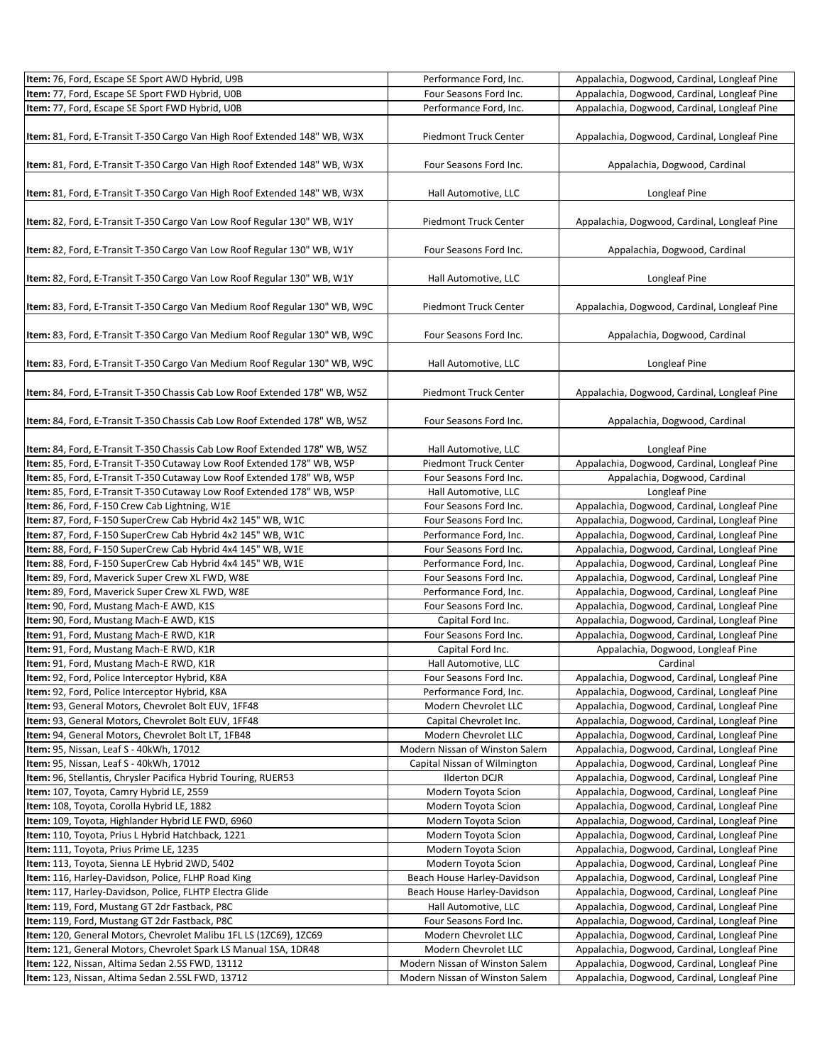| | | |
|---|---|---|
| **Item:** 76, Ford, Escape SE Sport AWD Hybrid, U9B | Performance Ford, Inc. | Appalachia, Dogwood, Cardinal, Longleaf Pine |
| **Item:** 77, Ford, Escape SE Sport FWD Hybrid, U0B | Four Seasons Ford Inc. | Appalachia, Dogwood, Cardinal, Longleaf Pine |
| **Item:** 77, Ford, Escape SE Sport FWD Hybrid, U0B | Performance Ford, Inc. | Appalachia, Dogwood, Cardinal, Longleaf Pine |
| **Item:** 81, Ford, E-Transit T-350 Cargo Van High Roof Extended 148" WB, W3X | Piedmont Truck Center | Appalachia, Dogwood, Cardinal, Longleaf Pine |
| **Item:** 81, Ford, E-Transit T-350 Cargo Van High Roof Extended 148" WB, W3X | Four Seasons Ford Inc. | Appalachia, Dogwood, Cardinal |
| **Item:** 81, Ford, E-Transit T-350 Cargo Van High Roof Extended 148" WB, W3X | Hall Automotive, LLC | Longleaf Pine |
| **Item:** 82, Ford, E-Transit T-350 Cargo Van Low Roof Regular 130" WB, W1Y | Piedmont Truck Center | Appalachia, Dogwood, Cardinal, Longleaf Pine |
| **Item:** 82, Ford, E-Transit T-350 Cargo Van Low Roof Regular 130" WB, W1Y | Four Seasons Ford Inc. | Appalachia, Dogwood, Cardinal |
| **Item:** 82, Ford, E-Transit T-350 Cargo Van Low Roof Regular 130" WB, W1Y | Hall Automotive, LLC | Longleaf Pine |
| **Item:** 83, Ford, E-Transit T-350 Cargo Van Medium Roof Regular 130" WB, W9C | Piedmont Truck Center | Appalachia, Dogwood, Cardinal, Longleaf Pine |
| **Item:** 83, Ford, E-Transit T-350 Cargo Van Medium Roof Regular 130" WB, W9C | Four Seasons Ford Inc. | Appalachia, Dogwood, Cardinal |
| **Item:** 83, Ford, E-Transit T-350 Cargo Van Medium Roof Regular 130" WB, W9C | Hall Automotive, LLC | Longleaf Pine |
| **Item:** 84, Ford, E-Transit T-350 Chassis Cab Low Roof Extended 178" WB, W5Z | Piedmont Truck Center | Appalachia, Dogwood, Cardinal, Longleaf Pine |
| **Item:** 84, Ford, E-Transit T-350 Chassis Cab Low Roof Extended 178" WB, W5Z | Four Seasons Ford Inc. | Appalachia, Dogwood, Cardinal |
| **Item:** 84, Ford, E-Transit T-350 Chassis Cab Low Roof Extended 178" WB, W5Z | Hall Automotive, LLC | Longleaf Pine |
| **Item:** 85, Ford, E-Transit T-350 Cutaway Low Roof Extended 178" WB, W5P | Piedmont Truck Center | Appalachia, Dogwood, Cardinal, Longleaf Pine |
| **Item:** 85, Ford, E-Transit T-350 Cutaway Low Roof Extended 178" WB, W5P | Four Seasons Ford Inc. | Appalachia, Dogwood, Cardinal |
| **Item:** 85, Ford, E-Transit T-350 Cutaway Low Roof Extended 178" WB, W5P | Hall Automotive, LLC | Longleaf Pine |
| **Item:** 86, Ford, F-150 Crew Cab Lightning, W1E | Four Seasons Ford Inc. | Appalachia, Dogwood, Cardinal, Longleaf Pine |
| **Item:** 87, Ford, F-150 SuperCrew Cab Hybrid 4x2 145" WB, W1C | Four Seasons Ford Inc. | Appalachia, Dogwood, Cardinal, Longleaf Pine |
| **Item:** 87, Ford, F-150 SuperCrew Cab Hybrid 4x2 145" WB, W1C | Performance Ford, Inc. | Appalachia, Dogwood, Cardinal, Longleaf Pine |
| **Item:** 88, Ford, F-150 SuperCrew Cab Hybrid 4x4 145" WB, W1E | Four Seasons Ford Inc. | Appalachia, Dogwood, Cardinal, Longleaf Pine |
| **Item:** 88, Ford, F-150 SuperCrew Cab Hybrid 4x4 145" WB, W1E | Performance Ford, Inc. | Appalachia, Dogwood, Cardinal, Longleaf Pine |
| **Item:** 89, Ford, Maverick Super Crew XL FWD, W8E | Four Seasons Ford Inc. | Appalachia, Dogwood, Cardinal, Longleaf Pine |
| **Item:** 89, Ford, Maverick Super Crew XL FWD, W8E | Performance Ford, Inc. | Appalachia, Dogwood, Cardinal, Longleaf Pine |
| **Item:** 90, Ford, Mustang Mach-E AWD, K1S | Four Seasons Ford Inc. | Appalachia, Dogwood, Cardinal, Longleaf Pine |
| **Item:** 90, Ford, Mustang Mach-E AWD, K1S | Capital Ford Inc. | Appalachia, Dogwood, Cardinal, Longleaf Pine |
| **Item:** 91, Ford, Mustang Mach-E RWD, K1R | Four Seasons Ford Inc. | Appalachia, Dogwood, Cardinal, Longleaf Pine |
| **Item:** 91, Ford, Mustang Mach-E RWD, K1R | Capital Ford Inc. | Appalachia, Dogwood, Longleaf Pine |
| **Item:** 91, Ford, Mustang Mach-E RWD, K1R | Hall Automotive, LLC | Cardinal |
| **Item:** 92, Ford, Police Interceptor Hybrid, K8A | Four Seasons Ford Inc. | Appalachia, Dogwood, Cardinal, Longleaf Pine |
| **Item:** 92, Ford, Police Interceptor Hybrid, K8A | Performance Ford, Inc. | Appalachia, Dogwood, Cardinal, Longleaf Pine |
| **Item:** 93, General Motors, Chevrolet Bolt EUV, 1FF48 | Modern Chevrolet LLC | Appalachia, Dogwood, Cardinal, Longleaf Pine |
| **Item:** 93, General Motors, Chevrolet Bolt EUV, 1FF48 | Capital Chevrolet Inc. | Appalachia, Dogwood, Cardinal, Longleaf Pine |
| **Item:** 94, General Motors, Chevrolet Bolt LT, 1FB48 | Modern Chevrolet LLC | Appalachia, Dogwood, Cardinal, Longleaf Pine |
| **Item:** 95, Nissan, Leaf S - 40kWh, 17012 | Modern Nissan of Winston Salem | Appalachia, Dogwood, Cardinal, Longleaf Pine |
| **Item:** 95, Nissan, Leaf S - 40kWh, 17012 | Capital Nissan of Wilmington | Appalachia, Dogwood, Cardinal, Longleaf Pine |
| **Item:** 96, Stellantis, Chrysler Pacifica Hybrid Touring, RUER53 | Ilderton DCJR | Appalachia, Dogwood, Cardinal, Longleaf Pine |
| **Item:** 107, Toyota, Camry Hybrid LE, 2559 | Modern Toyota Scion | Appalachia, Dogwood, Cardinal, Longleaf Pine |
| **Item:** 108, Toyota, Corolla Hybrid LE, 1882 | Modern Toyota Scion | Appalachia, Dogwood, Cardinal, Longleaf Pine |
| **Item:** 109, Toyota, Highlander Hybrid LE FWD, 6960 | Modern Toyota Scion | Appalachia, Dogwood, Cardinal, Longleaf Pine |
| **Item:** 110, Toyota, Prius L Hybrid Hatchback, 1221 | Modern Toyota Scion | Appalachia, Dogwood, Cardinal, Longleaf Pine |
| **Item:** 111, Toyota, Prius Prime LE, 1235 | Modern Toyota Scion | Appalachia, Dogwood, Cardinal, Longleaf Pine |
| **Item:** 113, Toyota, Sienna LE Hybrid 2WD, 5402 | Modern Toyota Scion | Appalachia, Dogwood, Cardinal, Longleaf Pine |
| **Item:** 116, Harley-Davidson, Police, FLHP Road King | Beach House Harley-Davidson | Appalachia, Dogwood, Cardinal, Longleaf Pine |
| **Item:** 117, Harley-Davidson, Police, FLHTP Electra Glide | Beach House Harley-Davidson | Appalachia, Dogwood, Cardinal, Longleaf Pine |
| **Item:** 119, Ford, Mustang GT 2dr Fastback, P8C | Hall Automotive, LLC | Appalachia, Dogwood, Cardinal, Longleaf Pine |
| **Item:** 119, Ford, Mustang GT 2dr Fastback, P8C | Four Seasons Ford Inc. | Appalachia, Dogwood, Cardinal, Longleaf Pine |
| **Item:** 120, General Motors, Chevrolet Malibu 1FL LS (1ZC69), 1ZC69 | Modern Chevrolet LLC | Appalachia, Dogwood, Cardinal, Longleaf Pine |
| **Item:** 121, General Motors, Chevrolet Spark LS Manual 1SA, 1DR48 | Modern Chevrolet LLC | Appalachia, Dogwood, Cardinal, Longleaf Pine |
| **Item:** 122, Nissan, Altima Sedan 2.5S FWD, 13112 | Modern Nissan of Winston Salem | Appalachia, Dogwood, Cardinal, Longleaf Pine |
| **Item:** 123, Nissan, Altima Sedan 2.5SL FWD, 13712 | Modern Nissan of Winston Salem | Appalachia, Dogwood, Cardinal, Longleaf Pine |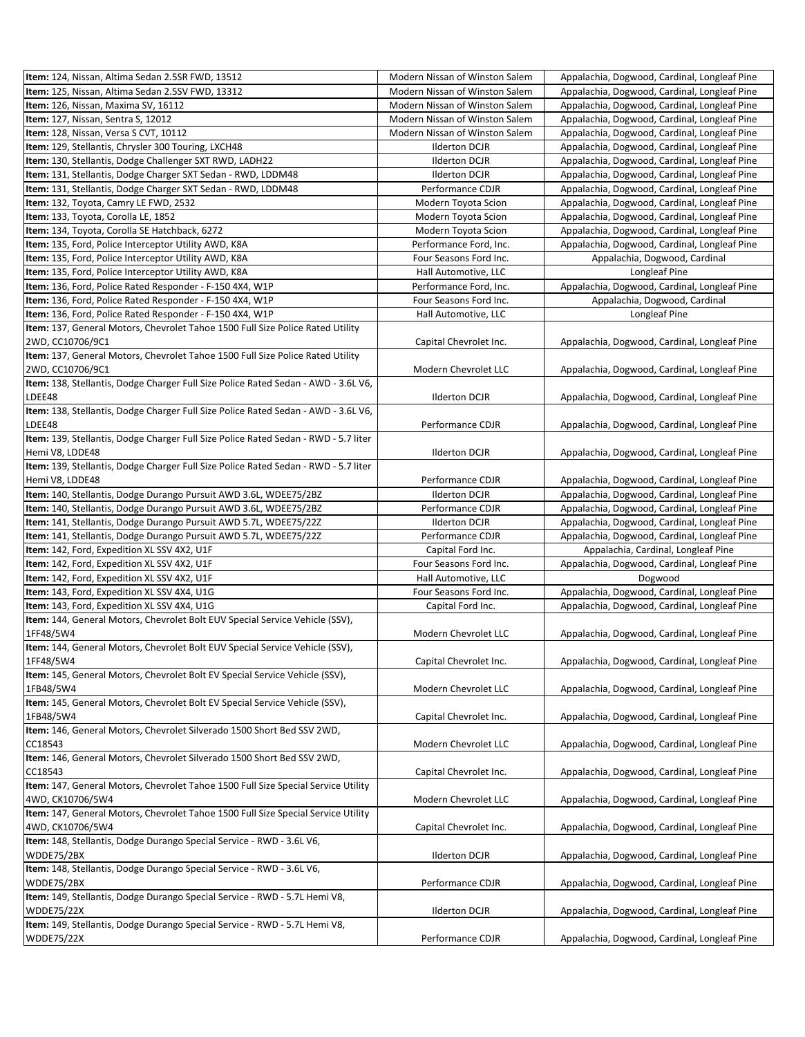| **Item:** 124, Nissan, Altima Sedan 2.5SR FWD, 13512 | Modern Nissan of Winston Salem | Appalachia, Dogwood, Cardinal, Longleaf Pine |
|---|---|---|
| **Item:** 125, Nissan, Altima Sedan 2.5SV FWD, 13312 | Modern Nissan of Winston Salem | Appalachia, Dogwood, Cardinal, Longleaf Pine |
| **Item:** 126, Nissan, Maxima SV, 16112 | Modern Nissan of Winston Salem | Appalachia, Dogwood, Cardinal, Longleaf Pine |
| **Item:** 127, Nissan, Sentra S, 12012 | Modern Nissan of Winston Salem | Appalachia, Dogwood, Cardinal, Longleaf Pine |
| **Item:** 128, Nissan, Versa S CVT, 10112 | Modern Nissan of Winston Salem | Appalachia, Dogwood, Cardinal, Longleaf Pine |
| **Item:** 129, Stellantis, Chrysler 300 Touring, LXCH48 | Ilderton DCJR | Appalachia, Dogwood, Cardinal, Longleaf Pine |
| **Item:** 130, Stellantis, Dodge Challenger SXT RWD, LADH22 | Ilderton DCJR | Appalachia, Dogwood, Cardinal, Longleaf Pine |
| **Item:** 131, Stellantis, Dodge Charger SXT Sedan - RWD, LDDM48 | Ilderton DCJR | Appalachia, Dogwood, Cardinal, Longleaf Pine |
| **Item:** 131, Stellantis, Dodge Charger SXT Sedan - RWD, LDDM48 | Performance CDJR | Appalachia, Dogwood, Cardinal, Longleaf Pine |
| **Item:** 132, Toyota, Camry LE FWD, 2532 | Modern Toyota Scion | Appalachia, Dogwood, Cardinal, Longleaf Pine |
| **Item:** 133, Toyota, Corolla LE, 1852 | Modern Toyota Scion | Appalachia, Dogwood, Cardinal, Longleaf Pine |
| **Item:** 134, Toyota, Corolla SE Hatchback, 6272 | Modern Toyota Scion | Appalachia, Dogwood, Cardinal, Longleaf Pine |
| **Item:** 135, Ford, Police Interceptor Utility AWD, K8A | Performance Ford, Inc. | Appalachia, Dogwood, Cardinal, Longleaf Pine |
| **Item:** 135, Ford, Police Interceptor Utility AWD, K8A | Four Seasons Ford Inc. | Appalachia, Dogwood, Cardinal |
| **Item:** 135, Ford, Police Interceptor Utility AWD, K8A | Hall Automotive, LLC | Longleaf Pine |
| **Item:** 136, Ford, Police Rated Responder - F-150 4X4, W1P | Performance Ford, Inc. | Appalachia, Dogwood, Cardinal, Longleaf Pine |
| **Item:** 136, Ford, Police Rated Responder - F-150 4X4, W1P | Four Seasons Ford Inc. | Appalachia, Dogwood, Cardinal |
| **Item:** 136, Ford, Police Rated Responder - F-150 4X4, W1P | Hall Automotive, LLC | Longleaf Pine |
| **Item:** 137, General Motors, Chevrolet Tahoe 1500 Full Size Police Rated Utility 2WD, CC10706/9C1 | Capital Chevrolet Inc. | Appalachia, Dogwood, Cardinal, Longleaf Pine |
| **Item:** 137, General Motors, Chevrolet Tahoe 1500 Full Size Police Rated Utility 2WD, CC10706/9C1 | Modern Chevrolet LLC | Appalachia, Dogwood, Cardinal, Longleaf Pine |
| **Item:** 138, Stellantis, Dodge Charger Full Size Police Rated Sedan - AWD - 3.6L V6, LDEE48 | Ilderton DCJR | Appalachia, Dogwood, Cardinal, Longleaf Pine |
| **Item:** 138, Stellantis, Dodge Charger Full Size Police Rated Sedan - AWD - 3.6L V6, LDEE48 | Performance CDJR | Appalachia, Dogwood, Cardinal, Longleaf Pine |
| **Item:** 139, Stellantis, Dodge Charger Full Size Police Rated Sedan - RWD - 5.7 liter Hemi V8, LDDE48 | Ilderton DCJR | Appalachia, Dogwood, Cardinal, Longleaf Pine |
| **Item:** 139, Stellantis, Dodge Charger Full Size Police Rated Sedan - RWD - 5.7 liter Hemi V8, LDDE48 | Performance CDJR | Appalachia, Dogwood, Cardinal, Longleaf Pine |
| **Item:** 140, Stellantis, Dodge Durango Pursuit AWD 3.6L, WDEE75/2BZ | Ilderton DCJR | Appalachia, Dogwood, Cardinal, Longleaf Pine |
| **Item:** 140, Stellantis, Dodge Durango Pursuit AWD 3.6L, WDEE75/2BZ | Performance CDJR | Appalachia, Dogwood, Cardinal, Longleaf Pine |
| **Item:** 141, Stellantis, Dodge Durango Pursuit AWD 5.7L, WDEE75/22Z | Ilderton DCJR | Appalachia, Dogwood, Cardinal, Longleaf Pine |
| **Item:** 141, Stellantis, Dodge Durango Pursuit AWD 5.7L, WDEE75/22Z | Performance CDJR | Appalachia, Dogwood, Cardinal, Longleaf Pine |
| **Item:** 142, Ford, Expedition XL SSV 4X2, U1F | Capital Ford Inc. | Appalachia, Cardinal, Longleaf Pine |
| **Item:** 142, Ford, Expedition XL SSV 4X2, U1F | Four Seasons Ford Inc. | Appalachia, Dogwood, Cardinal, Longleaf Pine |
| **Item:** 142, Ford, Expedition XL SSV 4X2, U1F | Hall Automotive, LLC | Dogwood |
| **Item:** 143, Ford, Expedition XL SSV 4X4, U1G | Four Seasons Ford Inc. | Appalachia, Dogwood, Cardinal, Longleaf Pine |
| **Item:** 143, Ford, Expedition XL SSV 4X4, U1G | Capital Ford Inc. | Appalachia, Dogwood, Cardinal, Longleaf Pine |
| **Item:** 144, General Motors, Chevrolet Bolt EUV Special Service Vehicle (SSV), 1FF48/5W4 | Modern Chevrolet LLC | Appalachia, Dogwood, Cardinal, Longleaf Pine |
| **Item:** 144, General Motors, Chevrolet Bolt EUV Special Service Vehicle (SSV), 1FF48/5W4 | Capital Chevrolet Inc. | Appalachia, Dogwood, Cardinal, Longleaf Pine |
| **Item:** 145, General Motors, Chevrolet Bolt EV Special Service Vehicle (SSV), 1FB48/5W4 | Modern Chevrolet LLC | Appalachia, Dogwood, Cardinal, Longleaf Pine |
| **Item:** 145, General Motors, Chevrolet Bolt EV Special Service Vehicle (SSV), 1FB48/5W4 | Capital Chevrolet Inc. | Appalachia, Dogwood, Cardinal, Longleaf Pine |
| **Item:** 146, General Motors, Chevrolet Silverado 1500 Short Bed SSV 2WD, CC18543 | Modern Chevrolet LLC | Appalachia, Dogwood, Cardinal, Longleaf Pine |
| **Item:** 146, General Motors, Chevrolet Silverado 1500 Short Bed SSV 2WD, CC18543 | Capital Chevrolet Inc. | Appalachia, Dogwood, Cardinal, Longleaf Pine |
| **Item:** 147, General Motors, Chevrolet Tahoe 1500 Full Size Special Service Utility 4WD, CK10706/5W4 | Modern Chevrolet LLC | Appalachia, Dogwood, Cardinal, Longleaf Pine |
| **Item:** 147, General Motors, Chevrolet Tahoe 1500 Full Size Special Service Utility 4WD, CK10706/5W4 | Capital Chevrolet Inc. | Appalachia, Dogwood, Cardinal, Longleaf Pine |
| **Item:** 148, Stellantis, Dodge Durango Special Service - RWD - 3.6L V6, WDDE75/2BX | Ilderton DCJR | Appalachia, Dogwood, Cardinal, Longleaf Pine |
| **Item:** 148, Stellantis, Dodge Durango Special Service - RWD - 3.6L V6, WDDE75/2BX | Performance CDJR | Appalachia, Dogwood, Cardinal, Longleaf Pine |
| **Item:** 149, Stellantis, Dodge Durango Special Service - RWD - 5.7L Hemi V8, WDDE75/22X | Ilderton DCJR | Appalachia, Dogwood, Cardinal, Longleaf Pine |
| **Item:** 149, Stellantis, Dodge Durango Special Service - RWD - 5.7L Hemi V8, WDDE75/22X | Performance CDJR | Appalachia, Dogwood, Cardinal, Longleaf Pine |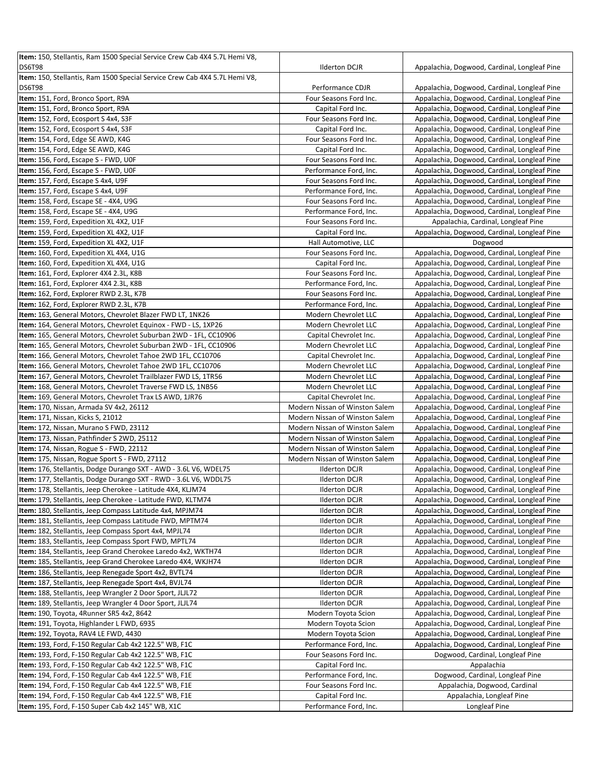| | | |
|---|---|---|
| **Item:** 150, Stellantis, Ram 1500 Special Service Crew Cab 4X4 5.7L Hemi V8, DS6T98 | Ilderton DCJR | Appalachia, Dogwood, Cardinal, Longleaf Pine |
| **Item:** 150, Stellantis, Ram 1500 Special Service Crew Cab 4X4 5.7L Hemi V8, DS6T98 | Performance CDJR | Appalachia, Dogwood, Cardinal, Longleaf Pine |
| **Item:** 151, Ford, Bronco Sport, R9A | Four Seasons Ford Inc. | Appalachia, Dogwood, Cardinal, Longleaf Pine |
| **Item:** 151, Ford, Bronco Sport, R9A | Capital Ford Inc. | Appalachia, Dogwood, Cardinal, Longleaf Pine |
| **Item:** 152, Ford, Ecosport S 4x4, S3F | Four Seasons Ford Inc. | Appalachia, Dogwood, Cardinal, Longleaf Pine |
| **Item:** 152, Ford, Ecosport S 4x4, S3F | Capital Ford Inc. | Appalachia, Dogwood, Cardinal, Longleaf Pine |
| **Item:** 154, Ford, Edge SE AWD, K4G | Four Seasons Ford Inc. | Appalachia, Dogwood, Cardinal, Longleaf Pine |
| **Item:** 154, Ford, Edge SE AWD, K4G | Capital Ford Inc. | Appalachia, Dogwood, Cardinal, Longleaf Pine |
| **Item:** 156, Ford, Escape S - FWD, U0F | Four Seasons Ford Inc. | Appalachia, Dogwood, Cardinal, Longleaf Pine |
| **Item:** 156, Ford, Escape S - FWD, U0F | Performance Ford, Inc. | Appalachia, Dogwood, Cardinal, Longleaf Pine |
| **Item:** 157, Ford, Escape S 4x4, U9F | Four Seasons Ford Inc. | Appalachia, Dogwood, Cardinal, Longleaf Pine |
| **Item:** 157, Ford, Escape S 4x4, U9F | Performance Ford, Inc. | Appalachia, Dogwood, Cardinal, Longleaf Pine |
| **Item:** 158, Ford, Escape SE - 4X4, U9G | Four Seasons Ford Inc. | Appalachia, Dogwood, Cardinal, Longleaf Pine |
| **Item:** 158, Ford, Escape SE - 4X4, U9G | Performance Ford, Inc. | Appalachia, Dogwood, Cardinal, Longleaf Pine |
| **Item:** 159, Ford, Expedition XL 4X2, U1F | Four Seasons Ford Inc. | Appalachia, Cardinal, Longleaf Pine |
| **Item:** 159, Ford, Expedition XL 4X2, U1F | Capital Ford Inc. | Appalachia, Dogwood, Cardinal, Longleaf Pine |
| **Item:** 159, Ford, Expedition XL 4X2, U1F | Hall Automotive, LLC | Dogwood |
| **Item:** 160, Ford, Expedition XL 4X4, U1G | Four Seasons Ford Inc. | Appalachia, Dogwood, Cardinal, Longleaf Pine |
| **Item:** 160, Ford, Expedition XL 4X4, U1G | Capital Ford Inc. | Appalachia, Dogwood, Cardinal, Longleaf Pine |
| **Item:** 161, Ford, Explorer 4X4 2.3L, K8B | Four Seasons Ford Inc. | Appalachia, Dogwood, Cardinal, Longleaf Pine |
| **Item:** 161, Ford, Explorer 4X4 2.3L, K8B | Performance Ford, Inc. | Appalachia, Dogwood, Cardinal, Longleaf Pine |
| **Item:** 162, Ford, Explorer RWD 2.3L, K7B | Four Seasons Ford Inc. | Appalachia, Dogwood, Cardinal, Longleaf Pine |
| **Item:** 162, Ford, Explorer RWD 2.3L, K7B | Performance Ford, Inc. | Appalachia, Dogwood, Cardinal, Longleaf Pine |
| **Item:** 163, General Motors, Chevrolet Blazer FWD LT, 1NK26 | Modern Chevrolet LLC | Appalachia, Dogwood, Cardinal, Longleaf Pine |
| **Item:** 164, General Motors, Chevrolet Equinox - FWD - LS, 1XP26 | Modern Chevrolet LLC | Appalachia, Dogwood, Cardinal, Longleaf Pine |
| **Item:** 165, General Motors, Chevrolet Suburban 2WD - 1FL, CC10906 | Capital Chevrolet Inc. | Appalachia, Dogwood, Cardinal, Longleaf Pine |
| **Item:** 165, General Motors, Chevrolet Suburban 2WD - 1FL, CC10906 | Modern Chevrolet LLC | Appalachia, Dogwood, Cardinal, Longleaf Pine |
| **Item:** 166, General Motors, Chevrolet Tahoe 2WD 1FL, CC10706 | Capital Chevrolet Inc. | Appalachia, Dogwood, Cardinal, Longleaf Pine |
| **Item:** 166, General Motors, Chevrolet Tahoe 2WD 1FL, CC10706 | Modern Chevrolet LLC | Appalachia, Dogwood, Cardinal, Longleaf Pine |
| **Item:** 167, General Motors, Chevrolet Trailblazer FWD LS, 1TR56 | Modern Chevrolet LLC | Appalachia, Dogwood, Cardinal, Longleaf Pine |
| **Item:** 168, General Motors, Chevrolet Traverse FWD LS, 1NB56 | Modern Chevrolet LLC | Appalachia, Dogwood, Cardinal, Longleaf Pine |
| **Item:** 169, General Motors, Chevrolet Trax LS AWD, 1JR76 | Capital Chevrolet Inc. | Appalachia, Dogwood, Cardinal, Longleaf Pine |
| **Item:** 170, Nissan, Armada SV 4x2, 26112 | Modern Nissan of Winston Salem | Appalachia, Dogwood, Cardinal, Longleaf Pine |
| **Item:** 171, Nissan, Kicks S, 21012 | Modern Nissan of Winston Salem | Appalachia, Dogwood, Cardinal, Longleaf Pine |
| **Item:** 172, Nissan, Murano S FWD, 23112 | Modern Nissan of Winston Salem | Appalachia, Dogwood, Cardinal, Longleaf Pine |
| **Item:** 173, Nissan, Pathfinder S 2WD, 25112 | Modern Nissan of Winston Salem | Appalachia, Dogwood, Cardinal, Longleaf Pine |
| **Item:** 174, Nissan, Rogue S - FWD, 22112 | Modern Nissan of Winston Salem | Appalachia, Dogwood, Cardinal, Longleaf Pine |
| **Item:** 175, Nissan, Rogue Sport S - FWD, 27112 | Modern Nissan of Winston Salem | Appalachia, Dogwood, Cardinal, Longleaf Pine |
| **Item:** 176, Stellantis, Dodge Durango SXT - AWD - 3.6L V6, WDEL75 | Ilderton DCJR | Appalachia, Dogwood, Cardinal, Longleaf Pine |
| **Item:** 177, Stellantis, Dodge Durango SXT - RWD - 3.6L V6, WDDL75 | Ilderton DCJR | Appalachia, Dogwood, Cardinal, Longleaf Pine |
| **Item:** 178, Stellantis, Jeep Cherokee - Latitude 4X4, KLJM74 | Ilderton DCJR | Appalachia, Dogwood, Cardinal, Longleaf Pine |
| **Item:** 179, Stellantis, Jeep Cherokee - Latitude FWD, KLTM74 | Ilderton DCJR | Appalachia, Dogwood, Cardinal, Longleaf Pine |
| **Item:** 180, Stellantis, Jeep Compass Latitude 4x4, MPJM74 | Ilderton DCJR | Appalachia, Dogwood, Cardinal, Longleaf Pine |
| **Item:** 181, Stellantis, Jeep Compass Latitude FWD, MPTM74 | Ilderton DCJR | Appalachia, Dogwood, Cardinal, Longleaf Pine |
| **Item:** 182, Stellantis, Jeep Compass Sport 4x4, MPJL74 | Ilderton DCJR | Appalachia, Dogwood, Cardinal, Longleaf Pine |
| **Item:** 183, Stellantis, Jeep Compass Sport FWD, MPTL74 | Ilderton DCJR | Appalachia, Dogwood, Cardinal, Longleaf Pine |
| **Item:** 184, Stellantis, Jeep Grand Cherokee Laredo 4x2, WKTH74 | Ilderton DCJR | Appalachia, Dogwood, Cardinal, Longleaf Pine |
| **Item:** 185, Stellantis, Jeep Grand Cherokee Laredo 4X4, WKJH74 | Ilderton DCJR | Appalachia, Dogwood, Cardinal, Longleaf Pine |
| **Item:** 186, Stellantis, Jeep Renegade Sport 4x2, BVTL74 | Ilderton DCJR | Appalachia, Dogwood, Cardinal, Longleaf Pine |
| **Item:** 187, Stellantis, Jeep Renegade Sport 4x4, BVJL74 | Ilderton DCJR | Appalachia, Dogwood, Cardinal, Longleaf Pine |
| **Item:** 188, Stellantis, Jeep Wrangler 2 Door Sport, JLJL72 | Ilderton DCJR | Appalachia, Dogwood, Cardinal, Longleaf Pine |
| **Item:** 189, Stellantis, Jeep Wrangler 4 Door Sport, JLJL74 | Ilderton DCJR | Appalachia, Dogwood, Cardinal, Longleaf Pine |
| **Item:** 190, Toyota, 4Runner SR5 4x2, 8642 | Modern Toyota Scion | Appalachia, Dogwood, Cardinal, Longleaf Pine |
| **Item:** 191, Toyota, Highlander L FWD, 6935 | Modern Toyota Scion | Appalachia, Dogwood, Cardinal, Longleaf Pine |
| **Item:** 192, Toyota, RAV4 LE FWD, 4430 | Modern Toyota Scion | Appalachia, Dogwood, Cardinal, Longleaf Pine |
| **Item:** 193, Ford, F-150 Regular Cab 4x2 122.5" WB, F1C | Performance Ford, Inc. | Appalachia, Dogwood, Cardinal, Longleaf Pine |
| **Item:** 193, Ford, F-150 Regular Cab 4x2 122.5" WB, F1C | Four Seasons Ford Inc. | Dogwood, Cardinal, Longleaf Pine |
| **Item:** 193, Ford, F-150 Regular Cab 4x2 122.5" WB, F1C | Capital Ford Inc. | Appalachia |
| **Item:** 194, Ford, F-150 Regular Cab 4x4 122.5" WB, F1E | Performance Ford, Inc. | Dogwood, Cardinal, Longleaf Pine |
| **Item:** 194, Ford, F-150 Regular Cab 4x4 122.5" WB, F1E | Four Seasons Ford Inc. | Appalachia, Dogwood, Cardinal |
| **Item:** 194, Ford, F-150 Regular Cab 4x4 122.5" WB, F1E | Capital Ford Inc. | Appalachia, Longleaf Pine |
| **Item:** 195, Ford, F-150 Super Cab 4x2 145" WB, X1C | Performance Ford, Inc. | Longleaf Pine |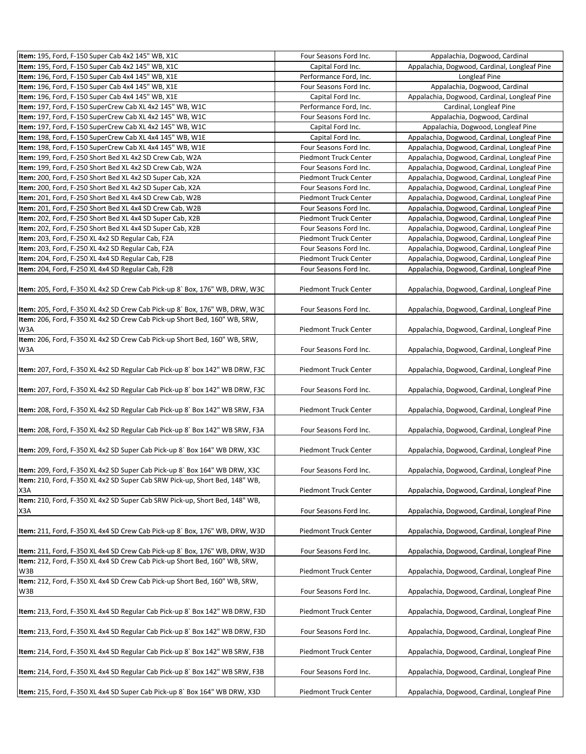| | | |
|---|---|---|
| **Item:** 195, Ford, F-150 Super Cab 4x2 145" WB, X1C | Four Seasons Ford Inc. | Appalachia, Dogwood, Cardinal |
| **Item:** 195, Ford, F-150 Super Cab 4x2 145" WB, X1C | Capital Ford Inc. | Appalachia, Dogwood, Cardinal, Longleaf Pine |
| **Item:** 196, Ford, F-150 Super Cab 4x4 145" WB, X1E | Performance Ford, Inc. | Longleaf Pine |
| **Item:** 196, Ford, F-150 Super Cab 4x4 145" WB, X1E | Four Seasons Ford Inc. | Appalachia, Dogwood, Cardinal |
| **Item:** 196, Ford, F-150 Super Cab 4x4 145" WB, X1E | Capital Ford Inc. | Appalachia, Dogwood, Cardinal, Longleaf Pine |
| **Item:** 197, Ford, F-150 SuperCrew Cab XL 4x2 145" WB, W1C | Performance Ford, Inc. | Cardinal, Longleaf Pine |
| **Item:** 197, Ford, F-150 SuperCrew Cab XL 4x2 145" WB, W1C | Four Seasons Ford Inc. | Appalachia, Dogwood, Cardinal |
| **Item:** 197, Ford, F-150 SuperCrew Cab XL 4x2 145" WB, W1C | Capital Ford Inc. | Appalachia, Dogwood, Longleaf Pine |
| **Item:** 198, Ford, F-150 SuperCrew Cab XL 4x4 145" WB, W1E | Capital Ford Inc. | Appalachia, Dogwood, Cardinal, Longleaf Pine |
| **Item:** 198, Ford, F-150 SuperCrew Cab XL 4x4 145" WB, W1E | Four Seasons Ford Inc. | Appalachia, Dogwood, Cardinal, Longleaf Pine |
| **Item:** 199, Ford, F-250 Short Bed XL 4x2 SD Crew Cab, W2A | Piedmont Truck Center | Appalachia, Dogwood, Cardinal, Longleaf Pine |
| **Item:** 199, Ford, F-250 Short Bed XL 4x2 SD Crew Cab, W2A | Four Seasons Ford Inc. | Appalachia, Dogwood, Cardinal, Longleaf Pine |
| **Item:** 200, Ford, F-250 Short Bed XL 4x2 SD Super Cab, X2A | Piedmont Truck Center | Appalachia, Dogwood, Cardinal, Longleaf Pine |
| **Item:** 200, Ford, F-250 Short Bed XL 4x2 SD Super Cab, X2A | Four Seasons Ford Inc. | Appalachia, Dogwood, Cardinal, Longleaf Pine |
| **Item:** 201, Ford, F-250 Short Bed XL 4x4 SD Crew Cab, W2B | Piedmont Truck Center | Appalachia, Dogwood, Cardinal, Longleaf Pine |
| **Item:** 201, Ford, F-250 Short Bed XL 4x4 SD Crew Cab, W2B | Four Seasons Ford Inc. | Appalachia, Dogwood, Cardinal, Longleaf Pine |
| **Item:** 202, Ford, F-250 Short Bed XL 4x4 SD Super Cab, X2B | Piedmont Truck Center | Appalachia, Dogwood, Cardinal, Longleaf Pine |
| **Item:** 202, Ford, F-250 Short Bed XL 4x4 SD Super Cab, X2B | Four Seasons Ford Inc. | Appalachia, Dogwood, Cardinal, Longleaf Pine |
| **Item:** 203, Ford, F-250 XL 4x2 SD Regular Cab, F2A | Piedmont Truck Center | Appalachia, Dogwood, Cardinal, Longleaf Pine |
| **Item:** 203, Ford, F-250 XL 4x2 SD Regular Cab, F2A | Four Seasons Ford Inc. | Appalachia, Dogwood, Cardinal, Longleaf Pine |
| **Item:** 204, Ford, F-250 XL 4x4 SD Regular Cab, F2B | Piedmont Truck Center | Appalachia, Dogwood, Cardinal, Longleaf Pine |
| **Item:** 204, Ford, F-250 XL 4x4 SD Regular Cab, F2B | Four Seasons Ford Inc. | Appalachia, Dogwood, Cardinal, Longleaf Pine |
| **Item:** 205, Ford, F-350 XL 4x2 SD Crew Cab Pick-up 8` Box, 176" WB, DRW, W3C | Piedmont Truck Center | Appalachia, Dogwood, Cardinal, Longleaf Pine |
| **Item:** 205, Ford, F-350 XL 4x2 SD Crew Cab Pick-up 8` Box, 176" WB, DRW, W3C | Four Seasons Ford Inc. | Appalachia, Dogwood, Cardinal, Longleaf Pine |
| **Item:** 206, Ford, F-350 XL 4x2 SD Crew Cab Pick-up Short Bed, 160" WB, SRW, W3A | Piedmont Truck Center | Appalachia, Dogwood, Cardinal, Longleaf Pine |
| **Item:** 206, Ford, F-350 XL 4x2 SD Crew Cab Pick-up Short Bed, 160" WB, SRW, W3A | Four Seasons Ford Inc. | Appalachia, Dogwood, Cardinal, Longleaf Pine |
| **Item:** 207, Ford, F-350 XL 4x2 SD Regular Cab Pick-up 8` box 142" WB DRW, F3C | Piedmont Truck Center | Appalachia, Dogwood, Cardinal, Longleaf Pine |
| **Item:** 207, Ford, F-350 XL 4x2 SD Regular Cab Pick-up 8` box 142" WB DRW, F3C | Four Seasons Ford Inc. | Appalachia, Dogwood, Cardinal, Longleaf Pine |
| **Item:** 208, Ford, F-350 XL 4x2 SD Regular Cab Pick-up 8` Box 142" WB SRW, F3A | Piedmont Truck Center | Appalachia, Dogwood, Cardinal, Longleaf Pine |
| **Item:** 208, Ford, F-350 XL 4x2 SD Regular Cab Pick-up 8` Box 142" WB SRW, F3A | Four Seasons Ford Inc. | Appalachia, Dogwood, Cardinal, Longleaf Pine |
| **Item:** 209, Ford, F-350 XL 4x2 SD Super Cab Pick-up 8` Box 164" WB DRW, X3C | Piedmont Truck Center | Appalachia, Dogwood, Cardinal, Longleaf Pine |
| **Item:** 209, Ford, F-350 XL 4x2 SD Super Cab Pick-up 8` Box 164" WB DRW, X3C | Four Seasons Ford Inc. | Appalachia, Dogwood, Cardinal, Longleaf Pine |
| **Item:** 210, Ford, F-350 XL 4x2 SD Super Cab SRW Pick-up, Short Bed, 148" WB, X3A | Piedmont Truck Center | Appalachia, Dogwood, Cardinal, Longleaf Pine |
| **Item:** 210, Ford, F-350 XL 4x2 SD Super Cab SRW Pick-up, Short Bed, 148" WB, X3A | Four Seasons Ford Inc. | Appalachia, Dogwood, Cardinal, Longleaf Pine |
| **Item:** 211, Ford, F-350 XL 4x4 SD Crew Cab Pick-up 8` Box, 176" WB, DRW, W3D | Piedmont Truck Center | Appalachia, Dogwood, Cardinal, Longleaf Pine |
| **Item:** 211, Ford, F-350 XL 4x4 SD Crew Cab Pick-up 8` Box, 176" WB, DRW, W3D | Four Seasons Ford Inc. | Appalachia, Dogwood, Cardinal, Longleaf Pine |
| **Item:** 212, Ford, F-350 XL 4x4 SD Crew Cab Pick-up Short Bed, 160" WB, SRW, W3B | Piedmont Truck Center | Appalachia, Dogwood, Cardinal, Longleaf Pine |
| **Item:** 212, Ford, F-350 XL 4x4 SD Crew Cab Pick-up Short Bed, 160" WB, SRW, W3B | Four Seasons Ford Inc. | Appalachia, Dogwood, Cardinal, Longleaf Pine |
| **Item:** 213, Ford, F-350 XL 4x4 SD Regular Cab Pick-up 8` Box 142" WB DRW, F3D | Piedmont Truck Center | Appalachia, Dogwood, Cardinal, Longleaf Pine |
| **Item:** 213, Ford, F-350 XL 4x4 SD Regular Cab Pick-up 8` Box 142" WB DRW, F3D | Four Seasons Ford Inc. | Appalachia, Dogwood, Cardinal, Longleaf Pine |
| **Item:** 214, Ford, F-350 XL 4x4 SD Regular Cab Pick-up 8` Box 142" WB SRW, F3B | Piedmont Truck Center | Appalachia, Dogwood, Cardinal, Longleaf Pine |
| **Item:** 214, Ford, F-350 XL 4x4 SD Regular Cab Pick-up 8` Box 142" WB SRW, F3B | Four Seasons Ford Inc. | Appalachia, Dogwood, Cardinal, Longleaf Pine |
| **Item:** 215, Ford, F-350 XL 4x4 SD Super Cab Pick-up 8` Box 164" WB DRW, X3D | Piedmont Truck Center | Appalachia, Dogwood, Cardinal, Longleaf Pine |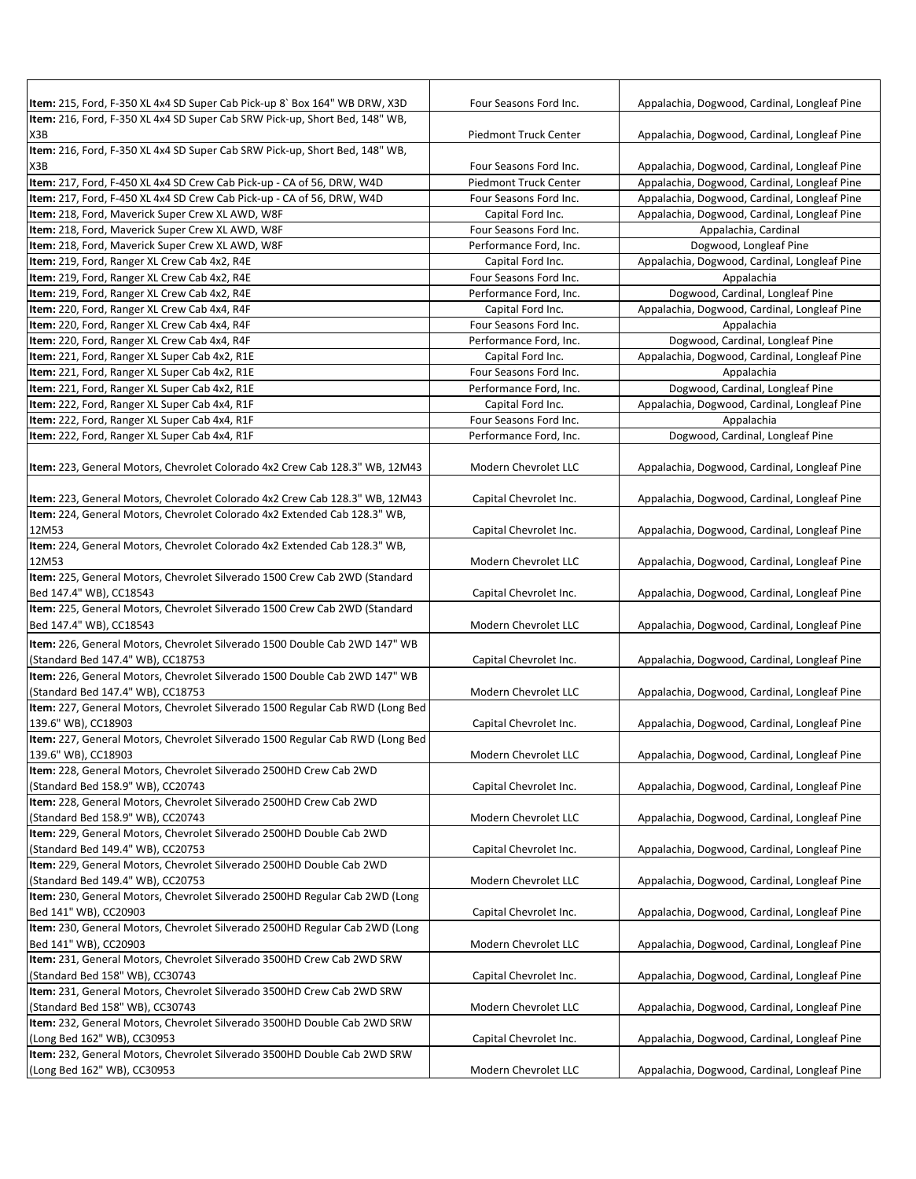| | | |
|---|---|---|
| **Item:** 215, Ford, F-350 XL 4x4 SD Super Cab Pick-up 8` Box 164" WB DRW, X3D | Four Seasons Ford Inc. | Appalachia, Dogwood, Cardinal, Longleaf Pine |
| **Item:** 216, Ford, F-350 XL 4x4 SD Super Cab SRW Pick-up, Short Bed, 148" WB, X3B | Piedmont Truck Center | Appalachia, Dogwood, Cardinal, Longleaf Pine |
| **Item:** 216, Ford, F-350 XL 4x4 SD Super Cab SRW Pick-up, Short Bed, 148" WB, X3B | Four Seasons Ford Inc. | Appalachia, Dogwood, Cardinal, Longleaf Pine |
| **Item:** 217, Ford, F-450 XL 4x4 SD Crew Cab Pick-up - CA of 56, DRW, W4D | Piedmont Truck Center | Appalachia, Dogwood, Cardinal, Longleaf Pine |
| **Item:** 217, Ford, F-450 XL 4x4 SD Crew Cab Pick-up - CA of 56, DRW, W4D | Four Seasons Ford Inc. | Appalachia, Dogwood, Cardinal, Longleaf Pine |
| **Item:** 218, Ford, Maverick Super Crew XL AWD, W8F | Capital Ford Inc. | Appalachia, Dogwood, Cardinal, Longleaf Pine |
| **Item:** 218, Ford, Maverick Super Crew XL AWD, W8F | Four Seasons Ford Inc. | Appalachia, Cardinal |
| **Item:** 218, Ford, Maverick Super Crew XL AWD, W8F | Performance Ford, Inc. | Dogwood, Longleaf Pine |
| **Item:** 219, Ford, Ranger XL Crew Cab 4x2, R4E | Capital Ford Inc. | Appalachia, Dogwood, Cardinal, Longleaf Pine |
| **Item:** 219, Ford, Ranger XL Crew Cab 4x2, R4E | Four Seasons Ford Inc. | Appalachia |
| **Item:** 219, Ford, Ranger XL Crew Cab 4x2, R4E | Performance Ford, Inc. | Dogwood, Cardinal, Longleaf Pine |
| **Item:** 220, Ford, Ranger XL Crew Cab 4x4, R4F | Capital Ford Inc. | Appalachia, Dogwood, Cardinal, Longleaf Pine |
| **Item:** 220, Ford, Ranger XL Crew Cab 4x4, R4F | Four Seasons Ford Inc. | Appalachia |
| **Item:** 220, Ford, Ranger XL Crew Cab 4x4, R4F | Performance Ford, Inc. | Dogwood, Cardinal, Longleaf Pine |
| **Item:** 221, Ford, Ranger XL Super Cab 4x2, R1E | Capital Ford Inc. | Appalachia, Dogwood, Cardinal, Longleaf Pine |
| **Item:** 221, Ford, Ranger XL Super Cab 4x2, R1E | Four Seasons Ford Inc. | Appalachia |
| **Item:** 221, Ford, Ranger XL Super Cab 4x2, R1E | Performance Ford, Inc. | Dogwood, Cardinal, Longleaf Pine |
| **Item:** 222, Ford, Ranger XL Super Cab 4x4, R1F | Capital Ford Inc. | Appalachia, Dogwood, Cardinal, Longleaf Pine |
| **Item:** 222, Ford, Ranger XL Super Cab 4x4, R1F | Four Seasons Ford Inc. | Appalachia |
| **Item:** 222, Ford, Ranger XL Super Cab 4x4, R1F | Performance Ford, Inc. | Dogwood, Cardinal, Longleaf Pine |
| **Item:** 223, General Motors, Chevrolet Colorado 4x2 Crew Cab 128.3" WB, 12M43 | Modern Chevrolet LLC | Appalachia, Dogwood, Cardinal, Longleaf Pine |
| **Item:** 223, General Motors, Chevrolet Colorado 4x2 Crew Cab 128.3" WB, 12M43 | Capital Chevrolet Inc. | Appalachia, Dogwood, Cardinal, Longleaf Pine |
| **Item:** 224, General Motors, Chevrolet Colorado 4x2 Extended Cab 128.3" WB, 12M53 | Capital Chevrolet Inc. | Appalachia, Dogwood, Cardinal, Longleaf Pine |
| **Item:** 224, General Motors, Chevrolet Colorado 4x2 Extended Cab 128.3" WB, 12M53 | Modern Chevrolet LLC | Appalachia, Dogwood, Cardinal, Longleaf Pine |
| **Item:** 225, General Motors, Chevrolet Silverado 1500 Crew Cab 2WD (Standard Bed 147.4" WB), CC18543 | Capital Chevrolet Inc. | Appalachia, Dogwood, Cardinal, Longleaf Pine |
| **Item:** 225, General Motors, Chevrolet Silverado 1500 Crew Cab 2WD (Standard Bed 147.4" WB), CC18543 | Modern Chevrolet LLC | Appalachia, Dogwood, Cardinal, Longleaf Pine |
| **Item:** 226, General Motors, Chevrolet Silverado 1500 Double Cab 2WD 147" WB (Standard Bed 147.4" WB), CC18753 | Capital Chevrolet Inc. | Appalachia, Dogwood, Cardinal, Longleaf Pine |
| **Item:** 226, General Motors, Chevrolet Silverado 1500 Double Cab 2WD 147" WB (Standard Bed 147.4" WB), CC18753 | Modern Chevrolet LLC | Appalachia, Dogwood, Cardinal, Longleaf Pine |
| **Item:** 227, General Motors, Chevrolet Silverado 1500 Regular Cab RWD (Long Bed 139.6" WB), CC18903 | Capital Chevrolet Inc. | Appalachia, Dogwood, Cardinal, Longleaf Pine |
| **Item:** 227, General Motors, Chevrolet Silverado 1500 Regular Cab RWD (Long Bed 139.6" WB), CC18903 | Modern Chevrolet LLC | Appalachia, Dogwood, Cardinal, Longleaf Pine |
| **Item:** 228, General Motors, Chevrolet Silverado 2500HD Crew Cab 2WD (Standard Bed 158.9" WB), CC20743 | Capital Chevrolet Inc. | Appalachia, Dogwood, Cardinal, Longleaf Pine |
| **Item:** 228, General Motors, Chevrolet Silverado 2500HD Crew Cab 2WD (Standard Bed 158.9" WB), CC20743 | Modern Chevrolet LLC | Appalachia, Dogwood, Cardinal, Longleaf Pine |
| **Item:** 229, General Motors, Chevrolet Silverado 2500HD Double Cab 2WD (Standard Bed 149.4" WB), CC20753 | Capital Chevrolet Inc. | Appalachia, Dogwood, Cardinal, Longleaf Pine |
| **Item:** 229, General Motors, Chevrolet Silverado 2500HD Double Cab 2WD (Standard Bed 149.4" WB), CC20753 | Modern Chevrolet LLC | Appalachia, Dogwood, Cardinal, Longleaf Pine |
| **Item:** 230, General Motors, Chevrolet Silverado 2500HD Regular Cab 2WD (Long Bed 141" WB), CC20903 | Capital Chevrolet Inc. | Appalachia, Dogwood, Cardinal, Longleaf Pine |
| **Item:** 230, General Motors, Chevrolet Silverado 2500HD Regular Cab 2WD (Long Bed 141" WB), CC20903 | Modern Chevrolet LLC | Appalachia, Dogwood, Cardinal, Longleaf Pine |
| **Item:** 231, General Motors, Chevrolet Silverado 3500HD Crew Cab 2WD SRW (Standard Bed 158" WB), CC30743 | Capital Chevrolet Inc. | Appalachia, Dogwood, Cardinal, Longleaf Pine |
| **Item:** 231, General Motors, Chevrolet Silverado 3500HD Crew Cab 2WD SRW (Standard Bed 158" WB), CC30743 | Modern Chevrolet LLC | Appalachia, Dogwood, Cardinal, Longleaf Pine |
| **Item:** 232, General Motors, Chevrolet Silverado 3500HD Double Cab 2WD SRW (Long Bed 162" WB), CC30953 | Capital Chevrolet Inc. | Appalachia, Dogwood, Cardinal, Longleaf Pine |
| **Item:** 232, General Motors, Chevrolet Silverado 3500HD Double Cab 2WD SRW (Long Bed 162" WB), CC30953 | Modern Chevrolet LLC | Appalachia, Dogwood, Cardinal, Longleaf Pine |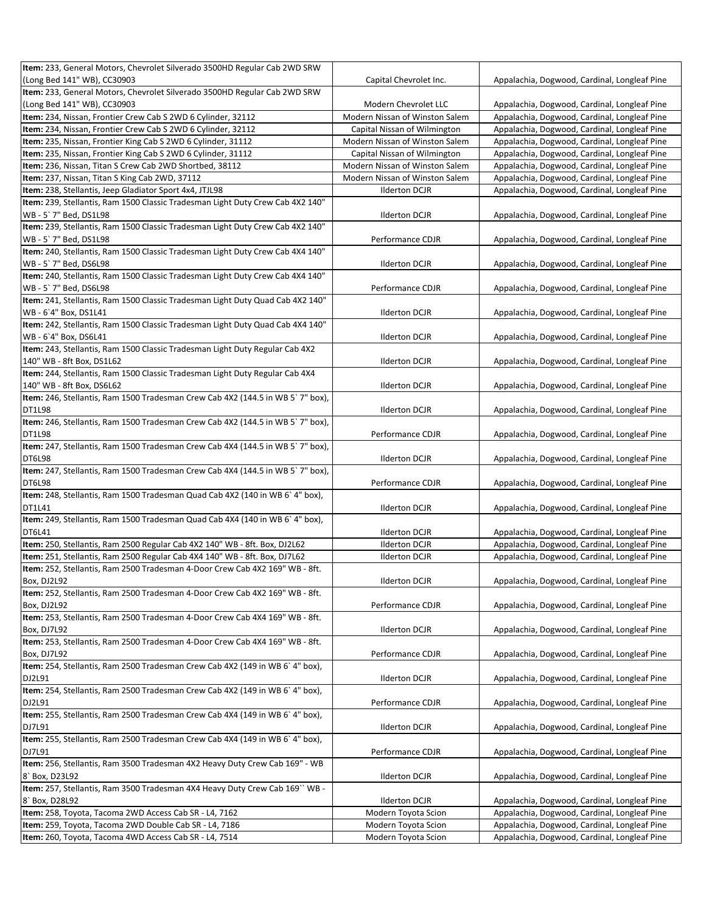| | | |
|---|---|---|
| **Item:** 233, General Motors, Chevrolet Silverado 3500HD Regular Cab 2WD SRW (Long Bed 141" WB), CC30903 | Capital Chevrolet Inc. | Appalachia, Dogwood, Cardinal, Longleaf Pine |
| **Item:** 233, General Motors, Chevrolet Silverado 3500HD Regular Cab 2WD SRW (Long Bed 141" WB), CC30903 | Modern Chevrolet LLC | Appalachia, Dogwood, Cardinal, Longleaf Pine |
| **Item:** 234, Nissan, Frontier Crew Cab S 2WD 6 Cylinder, 32112 | Modern Nissan of Winston Salem | Appalachia, Dogwood, Cardinal, Longleaf Pine |
| **Item:** 234, Nissan, Frontier Crew Cab S 2WD 6 Cylinder, 32112 | Capital Nissan of Wilmington | Appalachia, Dogwood, Cardinal, Longleaf Pine |
| **Item:** 235, Nissan, Frontier King Cab S 2WD 6 Cylinder, 31112 | Modern Nissan of Winston Salem | Appalachia, Dogwood, Cardinal, Longleaf Pine |
| **Item:** 235, Nissan, Frontier King Cab S 2WD 6 Cylinder, 31112 | Capital Nissan of Wilmington | Appalachia, Dogwood, Cardinal, Longleaf Pine |
| **Item:** 236, Nissan, Titan S Crew Cab 2WD Shortbed, 38112 | Modern Nissan of Winston Salem | Appalachia, Dogwood, Cardinal, Longleaf Pine |
| **Item:** 237, Nissan, Titan S King Cab 2WD, 37112 | Modern Nissan of Winston Salem | Appalachia, Dogwood, Cardinal, Longleaf Pine |
| **Item:** 238, Stellantis, Jeep Gladiator Sport 4x4, JTJL98 | Ilderton DCJR | Appalachia, Dogwood, Cardinal, Longleaf Pine |
| **Item:** 239, Stellantis, Ram 1500 Classic Tradesman Light Duty Crew Cab 4X2 140" WB - 5` 7" Bed, DS1L98 | Ilderton DCJR | Appalachia, Dogwood, Cardinal, Longleaf Pine |
| **Item:** 239, Stellantis, Ram 1500 Classic Tradesman Light Duty Crew Cab 4X2 140" WB - 5` 7" Bed, DS1L98 | Performance CDJR | Appalachia, Dogwood, Cardinal, Longleaf Pine |
| **Item:** 240, Stellantis, Ram 1500 Classic Tradesman Light Duty Crew Cab 4X4 140" WB - 5` 7" Bed, DS6L98 | Ilderton DCJR | Appalachia, Dogwood, Cardinal, Longleaf Pine |
| **Item:** 240, Stellantis, Ram 1500 Classic Tradesman Light Duty Crew Cab 4X4 140" WB - 5` 7" Bed, DS6L98 | Performance CDJR | Appalachia, Dogwood, Cardinal, Longleaf Pine |
| **Item:** 241, Stellantis, Ram 1500 Classic Tradesman Light Duty Quad Cab 4X2 140" WB - 6`4" Box, DS1L41 | Ilderton DCJR | Appalachia, Dogwood, Cardinal, Longleaf Pine |
| **Item:** 242, Stellantis, Ram 1500 Classic Tradesman Light Duty Quad Cab 4X4 140" WB - 6`4" Box, DS6L41 | Ilderton DCJR | Appalachia, Dogwood, Cardinal, Longleaf Pine |
| **Item:** 243, Stellantis, Ram 1500 Classic Tradesman Light Duty Regular Cab 4X2 140" WB - 8ft Box, DS1L62 | Ilderton DCJR | Appalachia, Dogwood, Cardinal, Longleaf Pine |
| **Item:** 244, Stellantis, Ram 1500 Classic Tradesman Light Duty Regular Cab 4X4 140" WB - 8ft Box, DS6L62 | Ilderton DCJR | Appalachia, Dogwood, Cardinal, Longleaf Pine |
| **Item:** 246, Stellantis, Ram 1500 Tradesman Crew Cab 4X2 (144.5 in WB 5` 7" box), DT1L98 | Ilderton DCJR | Appalachia, Dogwood, Cardinal, Longleaf Pine |
| **Item:** 246, Stellantis, Ram 1500 Tradesman Crew Cab 4X2 (144.5 in WB 5` 7" box), DT1L98 | Performance CDJR | Appalachia, Dogwood, Cardinal, Longleaf Pine |
| **Item:** 247, Stellantis, Ram 1500 Tradesman Crew Cab 4X4 (144.5 in WB 5` 7" box), DT6L98 | Ilderton DCJR | Appalachia, Dogwood, Cardinal, Longleaf Pine |
| **Item:** 247, Stellantis, Ram 1500 Tradesman Crew Cab 4X4 (144.5 in WB 5` 7" box), DT6L98 | Performance CDJR | Appalachia, Dogwood, Cardinal, Longleaf Pine |
| **Item:** 248, Stellantis, Ram 1500 Tradesman Quad Cab 4X2 (140 in WB 6` 4" box), DT1L41 | Ilderton DCJR | Appalachia, Dogwood, Cardinal, Longleaf Pine |
| **Item:** 249, Stellantis, Ram 1500 Tradesman Quad Cab 4X4 (140 in WB 6` 4" box), DT6L41 | Ilderton DCJR | Appalachia, Dogwood, Cardinal, Longleaf Pine |
| **Item:** 250, Stellantis, Ram 2500 Regular Cab 4X2 140" WB - 8ft. Box, DJ2L62 | Ilderton DCJR | Appalachia, Dogwood, Cardinal, Longleaf Pine |
| **Item:** 251, Stellantis, Ram 2500 Regular Cab 4X4 140" WB - 8ft. Box, DJ7L62 | Ilderton DCJR | Appalachia, Dogwood, Cardinal, Longleaf Pine |
| **Item:** 252, Stellantis, Ram 2500 Tradesman 4-Door Crew Cab 4X2 169" WB - 8ft. Box, DJ2L92 | Ilderton DCJR | Appalachia, Dogwood, Cardinal, Longleaf Pine |
| **Item:** 252, Stellantis, Ram 2500 Tradesman 4-Door Crew Cab 4X2 169" WB - 8ft. Box, DJ2L92 | Performance CDJR | Appalachia, Dogwood, Cardinal, Longleaf Pine |
| **Item:** 253, Stellantis, Ram 2500 Tradesman 4-Door Crew Cab 4X4 169" WB - 8ft. Box, DJ7L92 | Ilderton DCJR | Appalachia, Dogwood, Cardinal, Longleaf Pine |
| **Item:** 253, Stellantis, Ram 2500 Tradesman 4-Door Crew Cab 4X4 169" WB - 8ft. Box, DJ7L92 | Performance CDJR | Appalachia, Dogwood, Cardinal, Longleaf Pine |
| **Item:** 254, Stellantis, Ram 2500 Tradesman Crew Cab 4X2 (149 in WB 6` 4" box), DJ2L91 | Ilderton DCJR | Appalachia, Dogwood, Cardinal, Longleaf Pine |
| **Item:** 254, Stellantis, Ram 2500 Tradesman Crew Cab 4X2 (149 in WB 6` 4" box), DJ2L91 | Performance CDJR | Appalachia, Dogwood, Cardinal, Longleaf Pine |
| **Item:** 255, Stellantis, Ram 2500 Tradesman Crew Cab 4X4 (149 in WB 6` 4" box), DJ7L91 | Ilderton DCJR | Appalachia, Dogwood, Cardinal, Longleaf Pine |
| **Item:** 255, Stellantis, Ram 2500 Tradesman Crew Cab 4X4 (149 in WB 6` 4" box), DJ7L91 | Performance CDJR | Appalachia, Dogwood, Cardinal, Longleaf Pine |
| **Item:** 256, Stellantis, Ram 3500 Tradesman 4X2 Heavy Duty Crew Cab 169" - WB 8` Box, D23L92 | Ilderton DCJR | Appalachia, Dogwood, Cardinal, Longleaf Pine |
| **Item:** 257, Stellantis, Ram 3500 Tradesman 4X4 Heavy Duty Crew Cab 169`` WB - 8` Box, D28L92 | Ilderton DCJR | Appalachia, Dogwood, Cardinal, Longleaf Pine |
| **Item:** 258, Toyota, Tacoma 2WD Access Cab SR - L4, 7162 | Modern Toyota Scion | Appalachia, Dogwood, Cardinal, Longleaf Pine |
| **Item:** 259, Toyota, Tacoma 2WD Double Cab SR - L4, 7186 | Modern Toyota Scion | Appalachia, Dogwood, Cardinal, Longleaf Pine |
| **Item:** 260, Toyota, Tacoma 4WD Access Cab SR - L4, 7514 | Modern Toyota Scion | Appalachia, Dogwood, Cardinal, Longleaf Pine |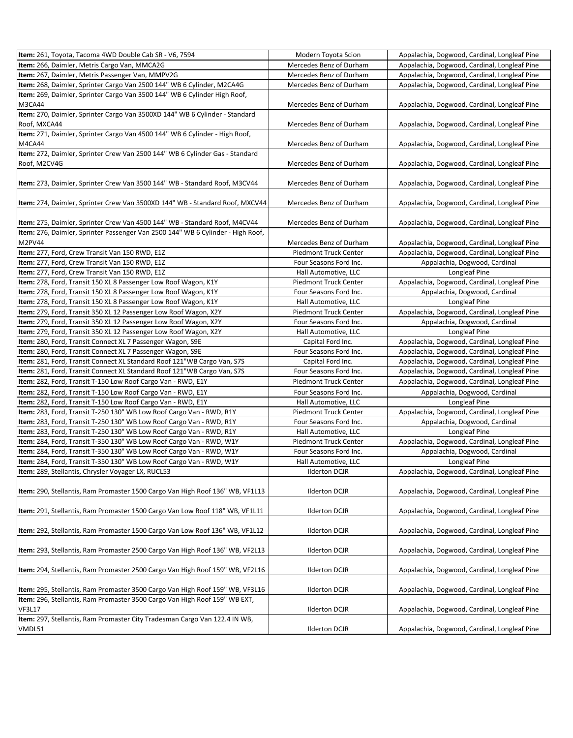| | | |
|---|---|---|
| **Item:** 261, Toyota, Tacoma 4WD Double Cab SR - V6, 7594 | Modern Toyota Scion | Appalachia, Dogwood, Cardinal, Longleaf Pine |
| **Item:** 266, Daimler, Metris Cargo Van, MMCA2G | Mercedes Benz of Durham | Appalachia, Dogwood, Cardinal, Longleaf Pine |
| **Item:** 267, Daimler, Metris Passenger Van, MMPV2G | Mercedes Benz of Durham | Appalachia, Dogwood, Cardinal, Longleaf Pine |
| **Item:** 268, Daimler, Sprinter Cargo Van 2500 144" WB 6 Cylinder, M2CA4G | Mercedes Benz of Durham | Appalachia, Dogwood, Cardinal, Longleaf Pine |
| **Item:** 269, Daimler, Sprinter Cargo Van 3500 144" WB 6 Cylinder High Roof, M3CA44 | Mercedes Benz of Durham | Appalachia, Dogwood, Cardinal, Longleaf Pine |
| **Item:** 270, Daimler, Sprinter Cargo Van 3500XD 144" WB 6 Cylinder - Standard Roof, MXCA44 | Mercedes Benz of Durham | Appalachia, Dogwood, Cardinal, Longleaf Pine |
| **Item:** 271, Daimler, Sprinter Cargo Van 4500 144" WB 6 Cylinder - High Roof, M4CA44 | Mercedes Benz of Durham | Appalachia, Dogwood, Cardinal, Longleaf Pine |
| **Item:** 272, Daimler, Sprinter Crew Van 2500 144" WB 6 Cylinder Gas - Standard Roof, M2CV4G | Mercedes Benz of Durham | Appalachia, Dogwood, Cardinal, Longleaf Pine |
| **Item:** 273, Daimler, Sprinter Crew Van 3500 144" WB - Standard Roof, M3CV44 | Mercedes Benz of Durham | Appalachia, Dogwood, Cardinal, Longleaf Pine |
| **Item:** 274, Daimler, Sprinter Crew Van 3500XD 144" WB - Standard Roof, MXCV44 | Mercedes Benz of Durham | Appalachia, Dogwood, Cardinal, Longleaf Pine |
| **Item:** 275, Daimler, Sprinter Crew Van 4500 144" WB - Standard Roof, M4CV44 | Mercedes Benz of Durham | Appalachia, Dogwood, Cardinal, Longleaf Pine |
| **Item:** 276, Daimler, Sprinter Passenger Van 2500 144" WB 6 Cylinder - High Roof, M2PV44 | Mercedes Benz of Durham | Appalachia, Dogwood, Cardinal, Longleaf Pine |
| **Item:** 277, Ford, Crew Transit Van 150 RWD, E1Z | Piedmont Truck Center | Appalachia, Dogwood, Cardinal, Longleaf Pine |
| **Item:** 277, Ford, Crew Transit Van 150 RWD, E1Z | Four Seasons Ford Inc. | Appalachia, Dogwood, Cardinal |
| **Item:** 277, Ford, Crew Transit Van 150 RWD, E1Z | Hall Automotive, LLC | Longleaf Pine |
| **Item:** 278, Ford, Transit 150 XL 8 Passenger Low Roof Wagon, K1Y | Piedmont Truck Center | Appalachia, Dogwood, Cardinal, Longleaf Pine |
| **Item:** 278, Ford, Transit 150 XL 8 Passenger Low Roof Wagon, K1Y | Four Seasons Ford Inc. | Appalachia, Dogwood, Cardinal |
| **Item:** 278, Ford, Transit 150 XL 8 Passenger Low Roof Wagon, K1Y | Hall Automotive, LLC | Longleaf Pine |
| **Item:** 279, Ford, Transit 350 XL 12 Passenger Low Roof Wagon, X2Y | Piedmont Truck Center | Appalachia, Dogwood, Cardinal, Longleaf Pine |
| **Item:** 279, Ford, Transit 350 XL 12 Passenger Low Roof Wagon, X2Y | Four Seasons Ford Inc. | Appalachia, Dogwood, Cardinal |
| **Item:** 279, Ford, Transit 350 XL 12 Passenger Low Roof Wagon, X2Y | Hall Automotive, LLC | Longleaf Pine |
| **Item:** 280, Ford, Transit Connect XL 7 Passenger Wagon, S9E | Capital Ford Inc. | Appalachia, Dogwood, Cardinal, Longleaf Pine |
| **Item:** 280, Ford, Transit Connect XL 7 Passenger Wagon, S9E | Four Seasons Ford Inc. | Appalachia, Dogwood, Cardinal, Longleaf Pine |
| **Item:** 281, Ford, Transit Connect XL Standard Roof 121"WB Cargo Van, S7S | Capital Ford Inc. | Appalachia, Dogwood, Cardinal, Longleaf Pine |
| **Item:** 281, Ford, Transit Connect XL Standard Roof 121"WB Cargo Van, S7S | Four Seasons Ford Inc. | Appalachia, Dogwood, Cardinal, Longleaf Pine |
| **Item:** 282, Ford, Transit T-150 Low Roof Cargo Van - RWD, E1Y | Piedmont Truck Center | Appalachia, Dogwood, Cardinal, Longleaf Pine |
| **Item:** 282, Ford, Transit T-150 Low Roof Cargo Van - RWD, E1Y | Four Seasons Ford Inc. | Appalachia, Dogwood, Cardinal |
| **Item:** 282, Ford, Transit T-150 Low Roof Cargo Van - RWD, E1Y | Hall Automotive, LLC | Longleaf Pine |
| **Item:** 283, Ford, Transit T-250 130" WB Low Roof Cargo Van - RWD, R1Y | Piedmont Truck Center | Appalachia, Dogwood, Cardinal, Longleaf Pine |
| **Item:** 283, Ford, Transit T-250 130" WB Low Roof Cargo Van - RWD, R1Y | Four Seasons Ford Inc. | Appalachia, Dogwood, Cardinal |
| **Item:** 283, Ford, Transit T-250 130" WB Low Roof Cargo Van - RWD, R1Y | Hall Automotive, LLC | Longleaf Pine |
| **Item:** 284, Ford, Transit T-350 130" WB Low Roof Cargo Van - RWD, W1Y | Piedmont Truck Center | Appalachia, Dogwood, Cardinal, Longleaf Pine |
| **Item:** 284, Ford, Transit T-350 130" WB Low Roof Cargo Van - RWD, W1Y | Four Seasons Ford Inc. | Appalachia, Dogwood, Cardinal |
| **Item:** 284, Ford, Transit T-350 130" WB Low Roof Cargo Van - RWD, W1Y | Hall Automotive, LLC | Longleaf Pine |
| **Item:** 289, Stellantis, Chrysler Voyager LX, RUCL53 | Ilderton DCJR | Appalachia, Dogwood, Cardinal, Longleaf Pine |
| **Item:** 290, Stellantis, Ram Promaster 1500 Cargo Van High Roof 136" WB, VF1L13 | Ilderton DCJR | Appalachia, Dogwood, Cardinal, Longleaf Pine |
| **Item:** 291, Stellantis, Ram Promaster 1500 Cargo Van Low Roof 118" WB, VF1L11 | Ilderton DCJR | Appalachia, Dogwood, Cardinal, Longleaf Pine |
| **Item:** 292, Stellantis, Ram Promaster 1500 Cargo Van Low Roof 136" WB, VF1L12 | Ilderton DCJR | Appalachia, Dogwood, Cardinal, Longleaf Pine |
| **Item:** 293, Stellantis, Ram Promaster 2500 Cargo Van High Roof 136" WB, VF2L13 | Ilderton DCJR | Appalachia, Dogwood, Cardinal, Longleaf Pine |
| **Item:** 294, Stellantis, Ram Promaster 2500 Cargo Van High Roof 159" WB, VF2L16 | Ilderton DCJR | Appalachia, Dogwood, Cardinal, Longleaf Pine |
| **Item:** 295, Stellantis, Ram Promaster 3500 Cargo Van High Roof 159" WB, VF3L16 | Ilderton DCJR | Appalachia, Dogwood, Cardinal, Longleaf Pine |
| **Item:** 296, Stellantis, Ram Promaster 3500 Cargo Van High Roof 159" WB EXT, VF3L17 | Ilderton DCJR | Appalachia, Dogwood, Cardinal, Longleaf Pine |
| **Item:** 297, Stellantis, Ram Promaster City Tradesman Cargo Van 122.4 IN WB, VMDL51 | Ilderton DCJR | Appalachia, Dogwood, Cardinal, Longleaf Pine |